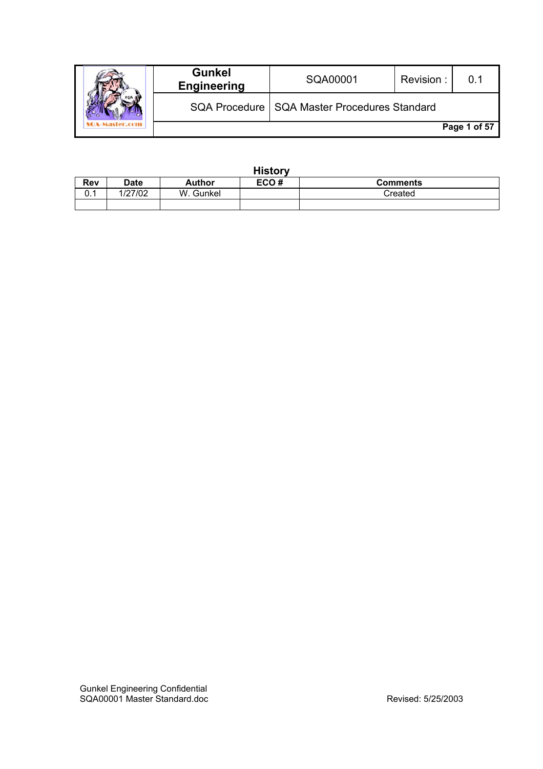| Gunkel Engineering | SQA00001 | Revision : | 0.1 |
|---|---|---|---|
| SQA Procedure | SQA Master Procedures Standard | | |

## History

| Rev | Date | Author | ECO # | Comments |
|---|---|---|---|---|
| 0.1 | 1/27/02 | W. Gunkel | | Created |
| | | | | |

Gunkel Engineering Confidential
SQA00001 Master Standard.doc
Revised: 5/25/2003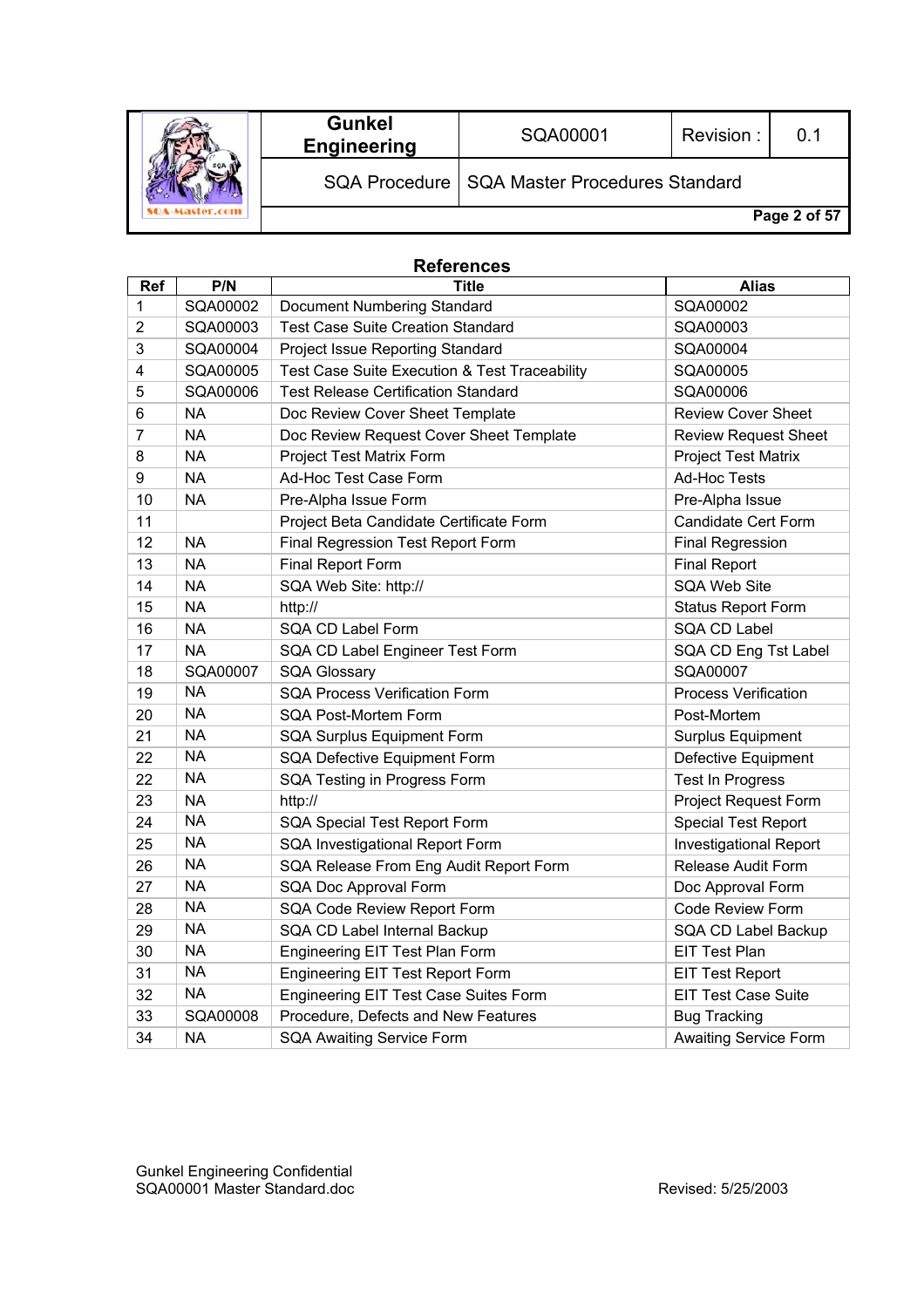## References

| Ref | P/N | Title | Alias |
|---|---|---|---|
| 1 | SQA00002 | Document Numbering Standard | SQA00002 |
| 2 | SQA00003 | Test Case Suite Creation Standard | SQA00003 |
| 3 | SQA00004 | Project Issue Reporting Standard | SQA00004 |
| 4 | SQA00005 | Test Case Suite Execution & Test Traceability | SQA00005 |
| 5 | SQA00006 | Test Release Certification Standard | SQA00006 |
| 6 | NA | Doc Review Cover Sheet Template | Review Cover Sheet |
| 7 | NA | Doc Review Request Cover Sheet Template | Review Request Sheet |
| 8 | NA | Project Test Matrix Form | Project Test Matrix |
| 9 | NA | Ad-Hoc Test Case Form | Ad-Hoc Tests |
| 10 | NA | Pre-Alpha Issue Form | Pre-Alpha Issue |
| 11 | | Project Beta Candidate Certificate Form | Candidate Cert Form |
| 12 | NA | Final Regression Test Report Form | Final Regression |
| 13 | NA | Final Report Form | Final Report |
| 14 | NA | SQA Web Site: http:// | SQA Web Site |
| 15 | NA | http:// | Status Report Form |
| 16 | NA | SQA CD Label Form | SQA CD Label |
| 17 | NA | SQA CD Label Engineer Test Form | SQA CD Eng Tst Label |
| 18 | SQA00007 | SQA Glossary | SQA00007 |
| 19 | NA | SQA Process Verification Form | Process Verification |
| 20 | NA | SQA Post-Mortem Form | Post-Mortem |
| 21 | NA | SQA Surplus Equipment Form | Surplus Equipment |
| 22 | NA | SQA Defective Equipment Form | Defective Equipment |
| 22 | NA | SQA Testing in Progress Form | Test In Progress |
| 23 | NA | http:// | Project Request Form |
| 24 | NA | SQA Special Test Report Form | Special Test Report |
| 25 | NA | SQA Investigational Report Form | Investigational Report |
| 26 | NA | SQA Release From Eng Audit Report Form | Release Audit Form |
| 27 | NA | SQA Doc Approval Form | Doc Approval Form |
| 28 | NA | SQA Code Review Report Form | Code Review Form |
| 29 | NA | SQA CD Label Internal Backup | SQA CD Label Backup |
| 30 | NA | Engineering EIT Test Plan Form | EIT Test Plan |
| 31 | NA | Engineering EIT Test Report Form | EIT Test Report |
| 32 | NA | Engineering EIT Test Case Suites Form | EIT Test Case Suite |
| 33 | SQA00008 | Procedure, Defects and New Features | Bug Tracking |
| 34 | NA | SQA Awaiting Service Form | Awaiting Service Form |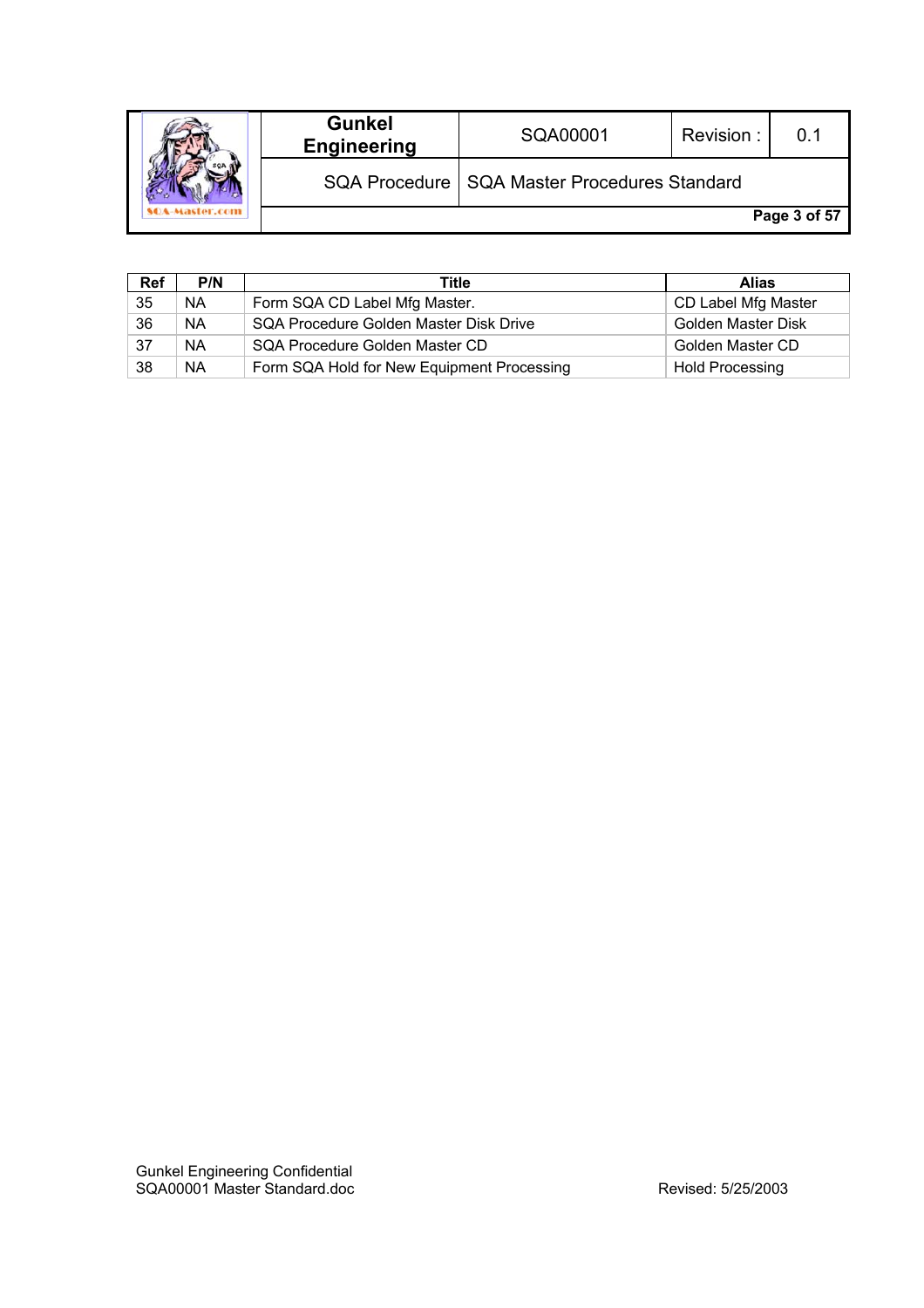| Ref | P/N | Title | Alias |
|---|---|---|---|
| 35 | NA | Form SQA CD Label Mfg Master. | CD Label Mfg Master |
| 36 | NA | SQA Procedure Golden Master Disk Drive | Golden Master Disk |
| 37 | NA | SQA Procedure Golden Master CD | Golden Master CD |
| 38 | NA | Form SQA Hold for New Equipment Processing | Hold Processing |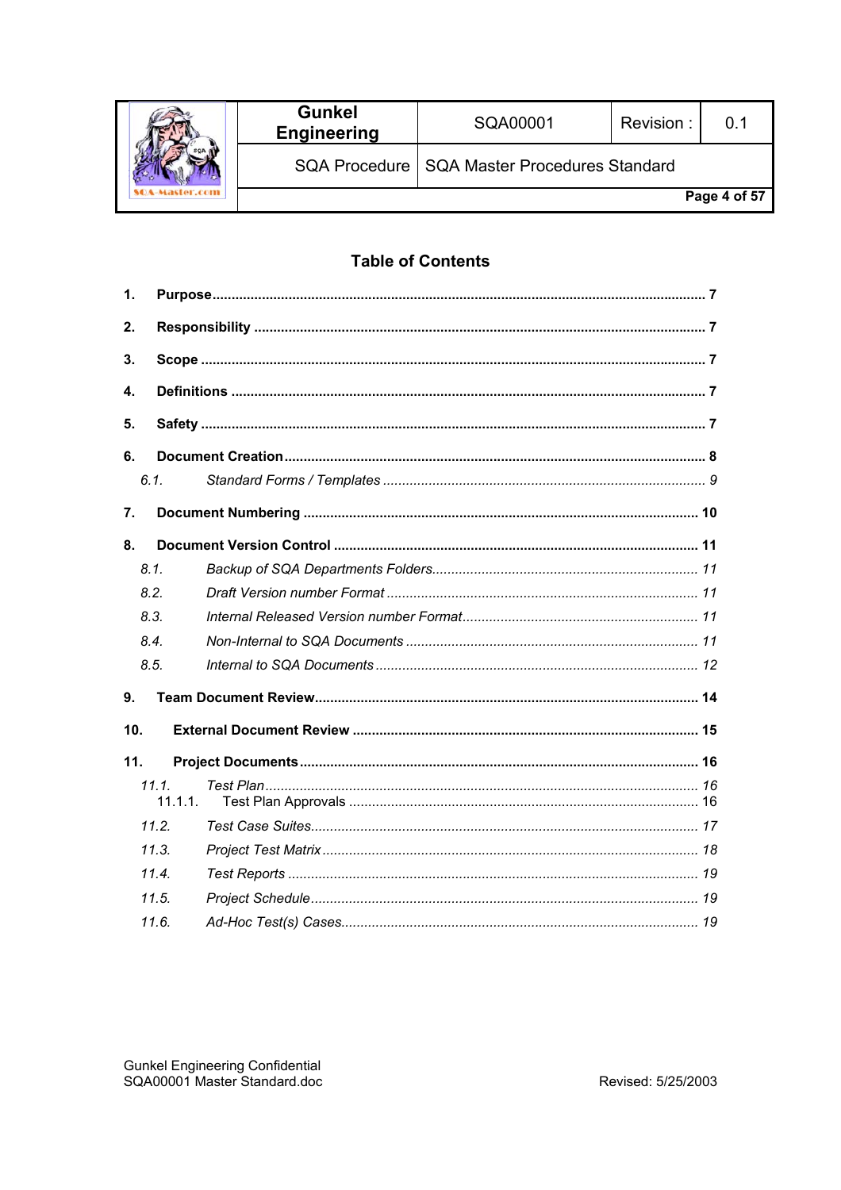## Table of Contents

**1. Purpose** ........ 7

**2. Responsibility** ........ 7

**3. Scope** ........ 7

**4. Definitions** ........ 7

**5. Safety** ........ 7

**6. Document Creation** ........ 8

- *6.1. Standard Forms / Templates* ........ 9

**7. Document Numbering** ........ 10

**8. Document Version Control** ........ 11

- *8.1. Backup of SQA Departments Folders* ........ 11
- *8.2. Draft Version number Format* ........ 11
- *8.3. Internal Released Version number Format* ........ 11
- *8.4. Non-Internal to SQA Documents* ........ 11
- *8.5. Internal to SQA Documents* ........ 12

**9. Team Document Review** ........ 14

**10. External Document Review** ........ 15

**11. Project Documents** ........ 16

- *11.1. Test Plan* ........ 16
  - 11.1.1. Test Plan Approvals ........ 16
- *11.2. Test Case Suites* ........ 17
- *11.3. Project Test Matrix* ........ 18
- *11.4. Test Reports* ........ 19
- *11.5. Project Schedule* ........ 19
- *11.6. Ad-Hoc Test(s) Cases* ........ 19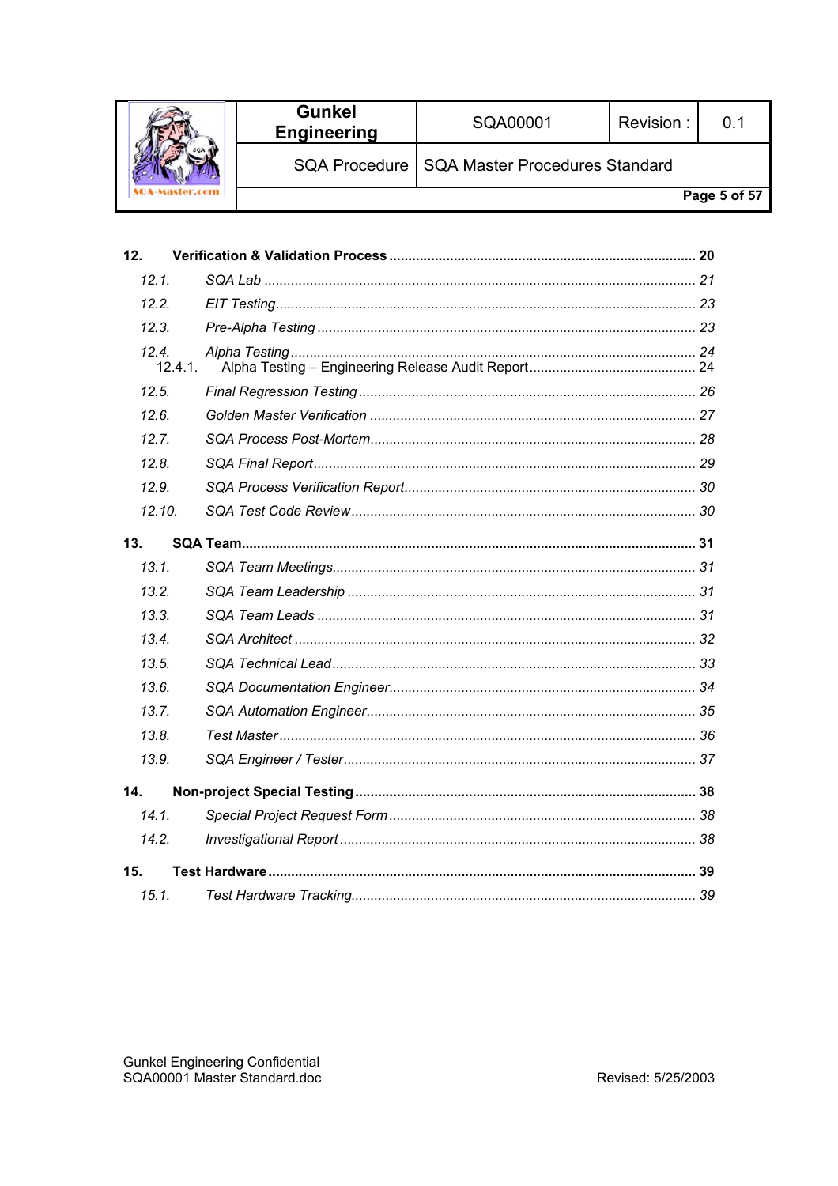**12. Verification & Validation Process .......... 20**

*12.1. SQA Lab .......... 21*

*12.2. EIT Testing .......... 23*

*12.3. Pre-Alpha Testing .......... 23*

*12.4. Alpha Testing .......... 24*

12.4.1. Alpha Testing – Engineering Release Audit Report .......... 24

*12.5. Final Regression Testing .......... 26*

*12.6. Golden Master Verification .......... 27*

*12.7. SQA Process Post-Mortem .......... 28*

*12.8. SQA Final Report .......... 29*

*12.9. SQA Process Verification Report .......... 30*

*12.10. SQA Test Code Review .......... 30*

**13. SQA Team .......... 31**

*13.1. SQA Team Meetings .......... 31*

*13.2. SQA Team Leadership .......... 31*

*13.3. SQA Team Leads .......... 31*

*13.4. SQA Architect .......... 32*

*13.5. SQA Technical Lead .......... 33*

*13.6. SQA Documentation Engineer .......... 34*

*13.7. SQA Automation Engineer .......... 35*

*13.8. Test Master .......... 36*

*13.9. SQA Engineer / Tester .......... 37*

**14. Non-project Special Testing .......... 38**

*14.1. Special Project Request Form .......... 38*

*14.2. Investigational Report .......... 38*

**15. Test Hardware .......... 39**

*15.1. Test Hardware Tracking .......... 39*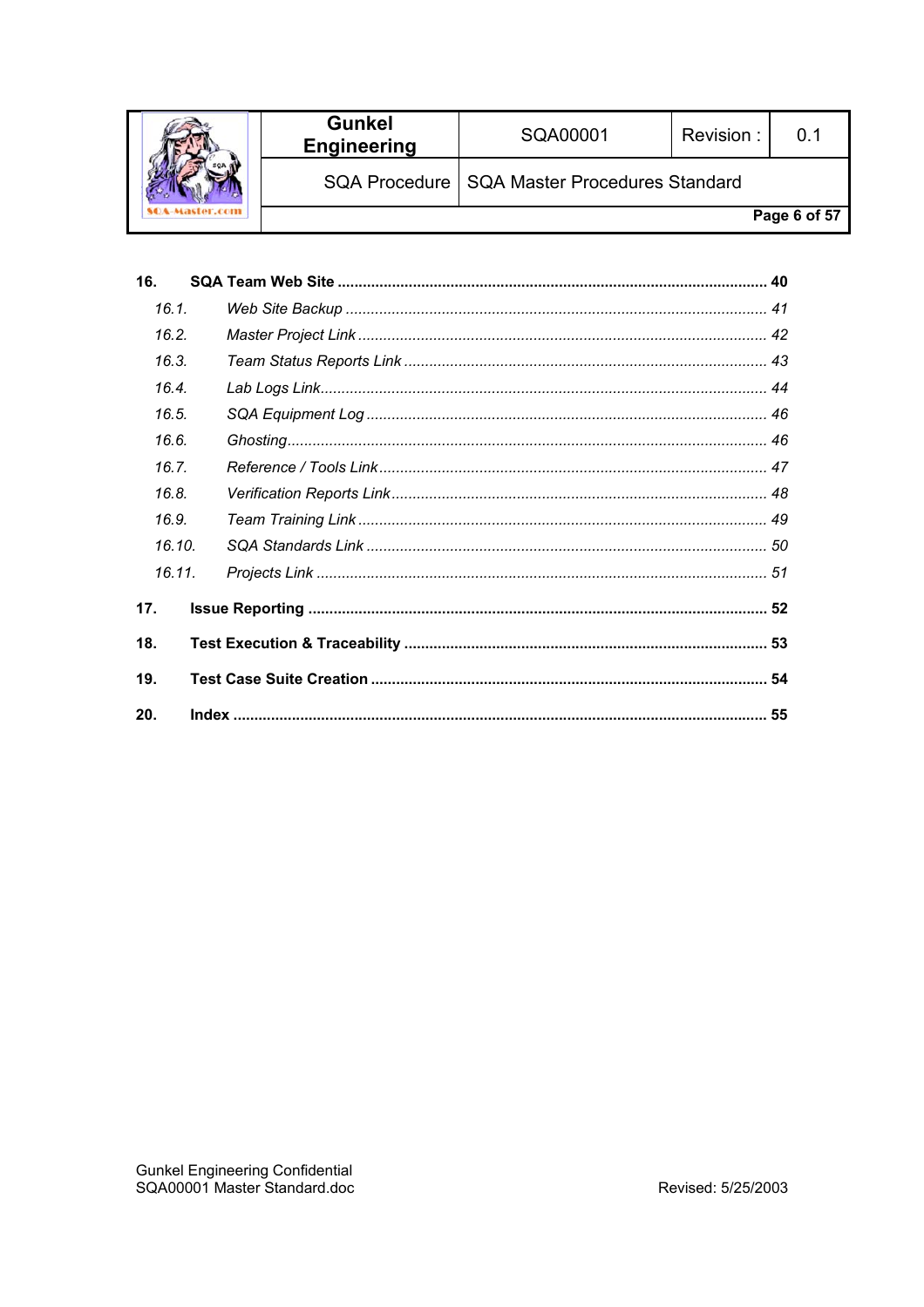**16. SQA Team Web Site .................................................................................................. 40**

*16.1. Web Site Backup .................................................................................................. 41*

*16.2. Master Project Link ............................................................................................... 42*

*16.3. Team Status Reports Link ..................................................................................... 43*

*16.4. Lab Logs Link......................................................................................................... 44*

*16.5. SQA Equipment Log .............................................................................................. 46*

*16.6. Ghosting................................................................................................................. 46*

*16.7. Reference / Tools Link........................................................................................... 47*

*16.8. Verification Reports Link......................................................................................... 48*

*16.9. Team Training Link ................................................................................................ 49*

*16.10. SQA Standards Link .............................................................................................. 50*

*16.11. Projects Link .......................................................................................................... 51*

**17. Issue Reporting ........................................................................................................ 52**

**18. Test Execution & Traceability .................................................................................. 53**

**19. Test Case Suite Creation ......................................................................................... 54**

**20. Index ........................................................................................................................ 55**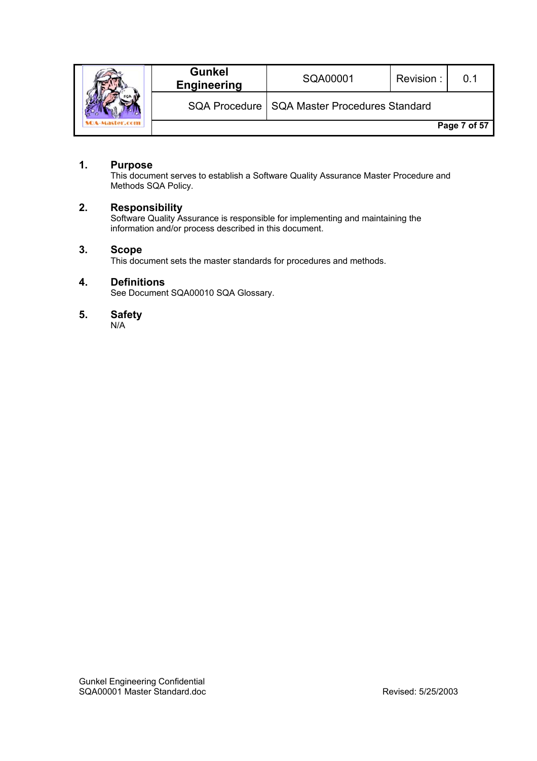## 1. Purpose

This document serves to establish a Software Quality Assurance Master Procedure and Methods SQA Policy.

## 2. Responsibility

Software Quality Assurance is responsible for implementing and maintaining the information and/or process described in this document.

## 3. Scope

This document sets the master standards for procedures and methods.

## 4. Definitions

See Document SQA00010 SQA Glossary.

## 5. Safety

N/A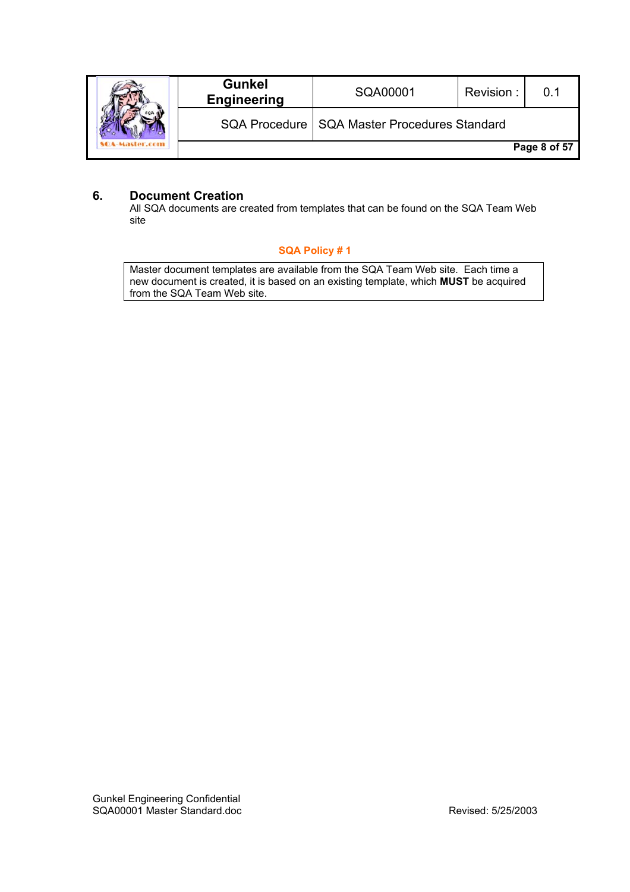## 6. Document Creation

All SQA documents are created from templates that can be found on the SQA Team Web site

**SQA Policy # 1**

| Master document templates are available from the SQA Team Web site. Each time a new document is created, it is based on an existing template, which **MUST** be acquired from the SQA Team Web site. |
|---|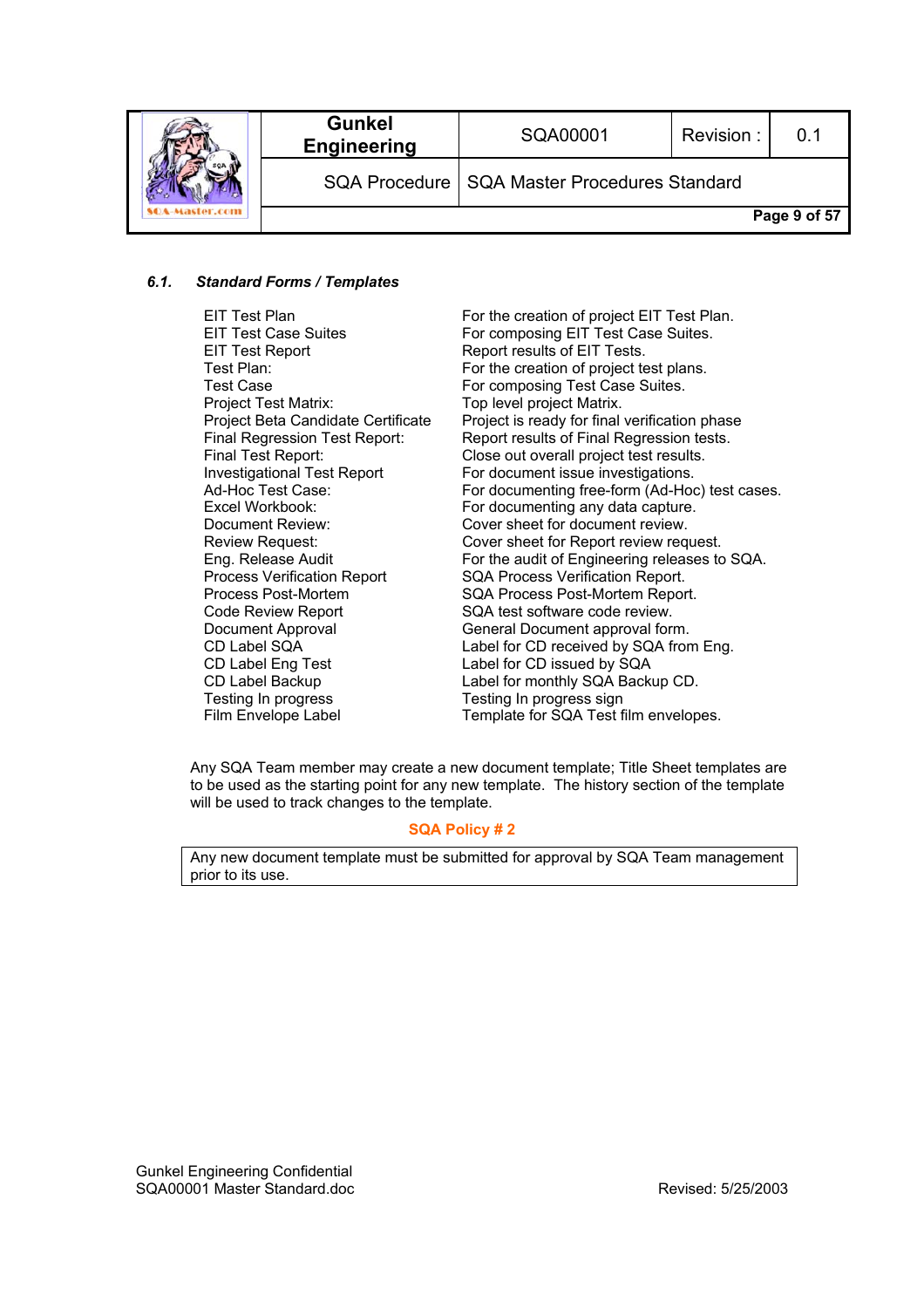### 6.1. *Standard Forms / Templates*

| | |
|---|---|
| EIT Test Plan | For the creation of project EIT Test Plan. |
| EIT Test Case Suites | For composing EIT Test Case Suites. |
| EIT Test Report | Report results of EIT Tests. |
| Test Plan: | For the creation of project test plans. |
| Test Case | For composing Test Case Suites. |
| Project Test Matrix: | Top level project Matrix. |
| Project Beta Candidate Certificate | Project is ready for final verification phase |
| Final Regression Test Report: | Report results of Final Regression tests. |
| Final Test Report: | Close out overall project test results. |
| Investigational Test Report | For document issue investigations. |
| Ad-Hoc Test Case: | For documenting free-form (Ad-Hoc) test cases. |
| Excel Workbook: | For documenting any data capture. |
| Document Review: | Cover sheet for document review. |
| Review Request: | Cover sheet for Report review request. |
| Eng. Release Audit | For the audit of Engineering releases to SQA. |
| Process Verification Report | SQA Process Verification Report. |
| Process Post-Mortem | SQA Process Post-Mortem Report. |
| Code Review Report | SQA test software code review. |
| Document Approval | General Document approval form. |
| CD Label SQA | Label for CD received by SQA from Eng. |
| CD Label Eng Test | Label for CD issued by SQA |
| CD Label Backup | Label for monthly SQA Backup CD. |
| Testing In progress | Testing In progress sign |
| Film Envelope Label | Template for SQA Test film envelopes. |

Any SQA Team member may create a new document template; Title Sheet templates are to be used as the starting point for any new template. The history section of the template will be used to track changes to the template.

**SQA Policy # 2**

| Any new document template must be submitted for approval by SQA Team management prior to its use. |
|---|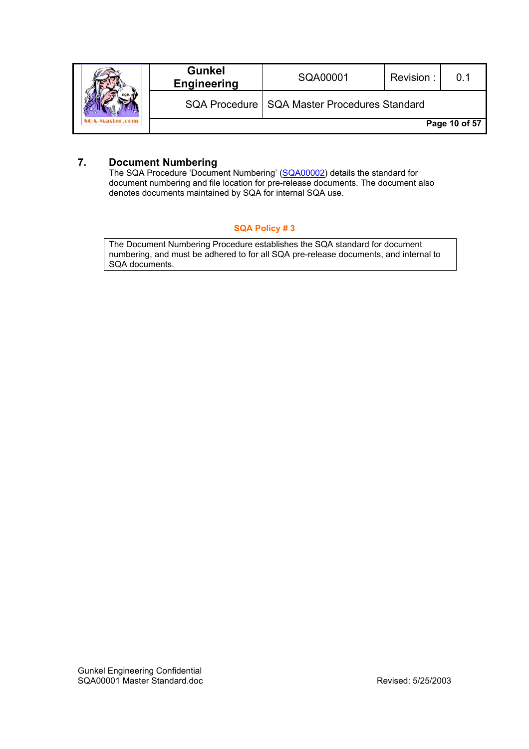## 7. Document Numbering

The SQA Procedure 'Document Numbering' (SQA00002) details the standard for document numbering and file location for pre-release documents. The document also denotes documents maintained by SQA for internal SQA use.

**SQA Policy # 3**

| The Document Numbering Procedure establishes the SQA standard for document numbering, and must be adhered to for all SQA pre-release documents, and internal to SQA documents. |
|---|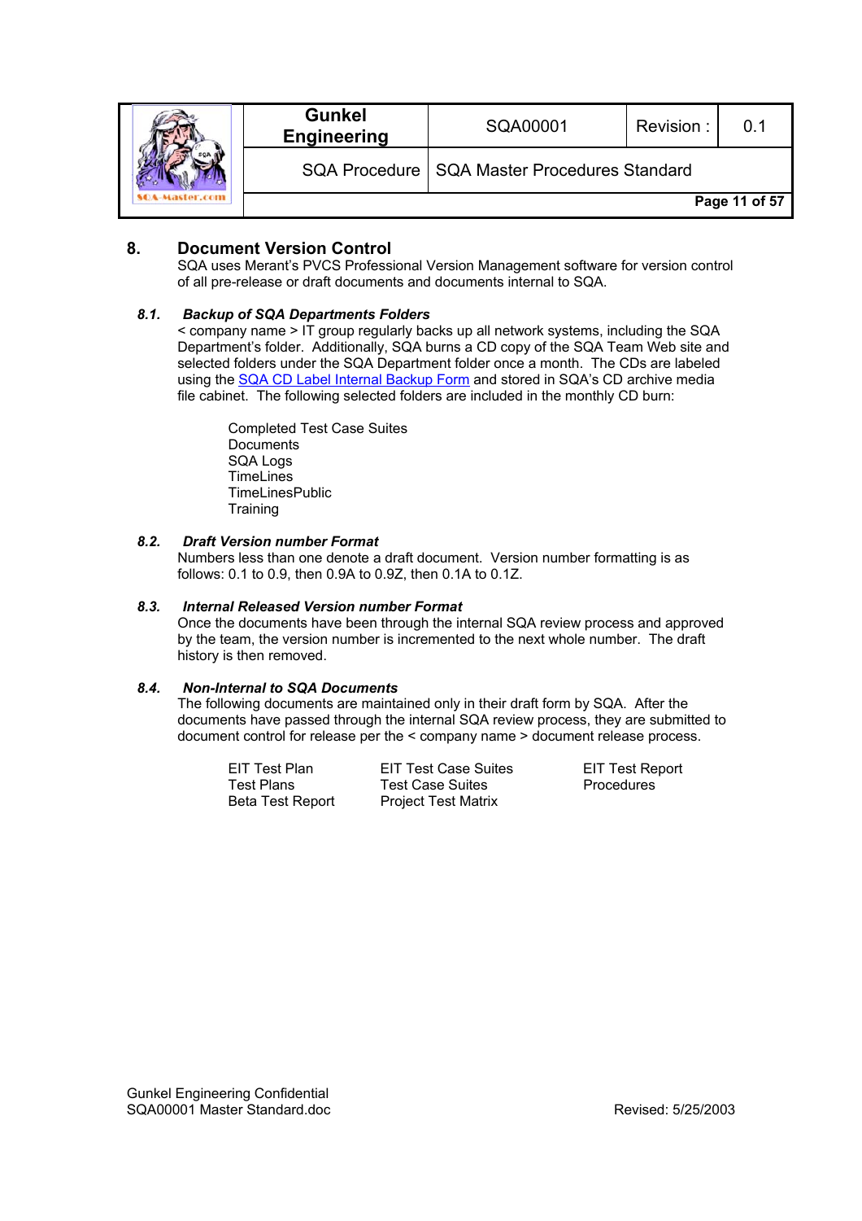## 8. Document Version Control

SQA uses Merant's PVCS Professional Version Management software for version control of all pre-release or draft documents and documents internal to SQA.

### *8.1. Backup of SQA Departments Folders*

< company name > IT group regularly backs up all network systems, including the SQA Department's folder. Additionally, SQA burns a CD copy of the SQA Team Web site and selected folders under the SQA Department folder once a month. The CDs are labeled using the SQA CD Label Internal Backup Form and stored in SQA's CD archive media file cabinet. The following selected folders are included in the monthly CD burn:

- Completed Test Case Suites
- Documents
- SQA Logs
- TimeLines
- TimeLinesPublic
- Training

### *8.2. Draft Version number Format*

Numbers less than one denote a draft document. Version number formatting is as follows: 0.1 to 0.9, then 0.9A to 0.9Z, then 0.1A to 0.1Z.

### *8.3. Internal Released Version number Format*

Once the documents have been through the internal SQA review process and approved by the team, the version number is incremented to the next whole number. The draft history is then removed.

### *8.4. Non-Internal to SQA Documents*

The following documents are maintained only in their draft form by SQA. After the documents have passed through the internal SQA review process, they are submitted to document control for release per the < company name > document release process.

- EIT Test Plan
- Test Plans
- Beta Test Report
- EIT Test Case Suites
- Test Case Suites
- Project Test Matrix
- EIT Test Report
- Procedures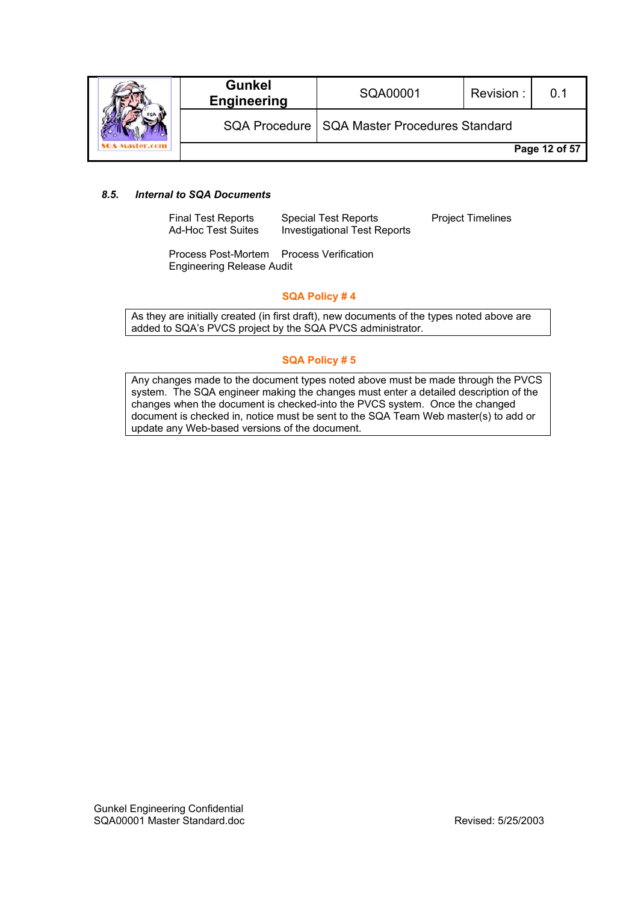### 8.5. *Internal to SQA Documents*

| | | |
|---|---|---|
| Final Test Reports | Special Test Reports | Project Timelines |
| Ad-Hoc Test Suites | Investigational Test Reports | |
| Process Post-Mortem | Process Verification | |
| Engineering Release Audit | | |

**SQA Policy # 4**

> As they are initially created (in first draft), new documents of the types noted above are added to SQA's PVCS project by the SQA PVCS administrator.

**SQA Policy # 5**

> Any changes made to the document types noted above must be made through the PVCS system. The SQA engineer making the changes must enter a detailed description of the changes when the document is checked-into the PVCS system. Once the changed document is checked in, notice must be sent to the SQA Team Web master(s) to add or update any Web-based versions of the document.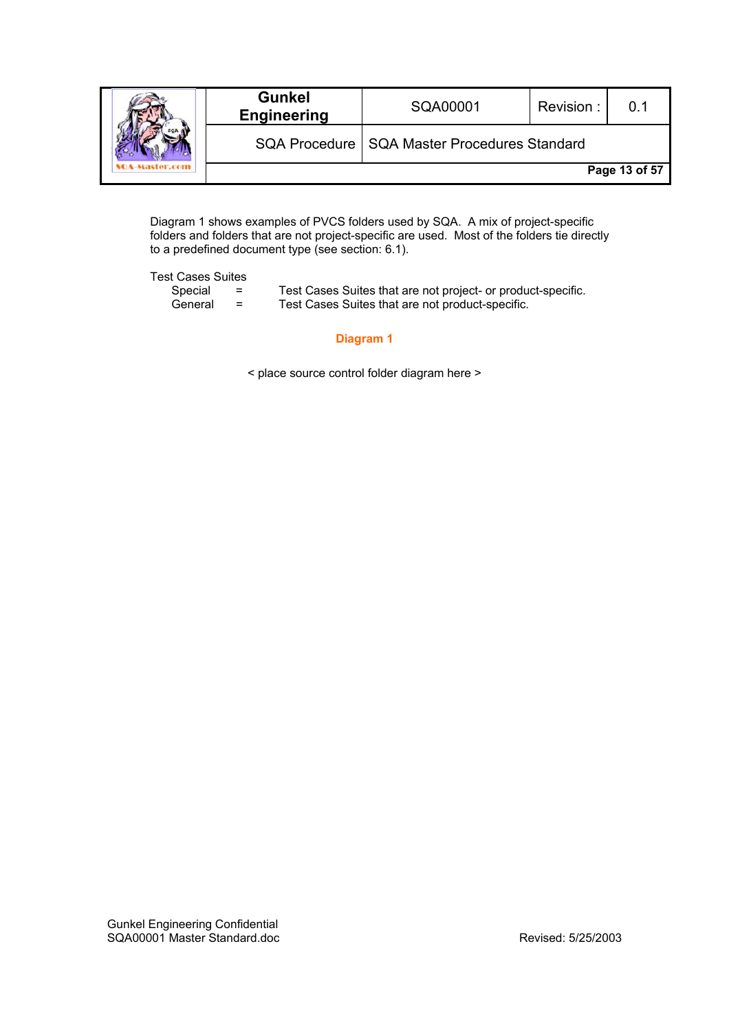Diagram 1 shows examples of PVCS folders used by SQA. A mix of project-specific folders and folders that are not project-specific are used. Most of the folders tie directly to a predefined document type (see section: 6.1).

Test Cases Suites

| | | |
|---|---|---|
| Special | = | Test Cases Suites that are not project- or product-specific. |
| General | = | Test Cases Suites that are not product-specific. |

**Diagram 1**

< place source control folder diagram here >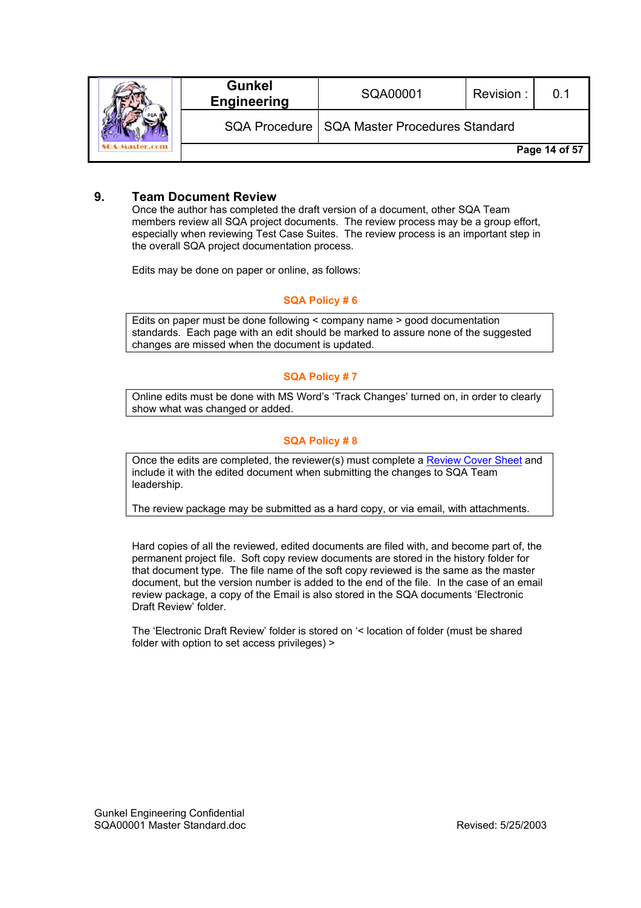## 9. Team Document Review

Once the author has completed the draft version of a document, other SQA Team members review all SQA project documents. The review process may be a group effort, especially when reviewing Test Case Suites. The review process is an important step in the overall SQA project documentation process.

Edits may be done on paper or online, as follows:

**SQA Policy # 6**

| Edits on paper must be done following < company name > good documentation standards. Each page with an edit should be marked to assure none of the suggested changes are missed when the document is updated. |
|---|

**SQA Policy # 7**

| Online edits must be done with MS Word's 'Track Changes' turned on, in order to clearly show what was changed or added. |
|---|

**SQA Policy # 8**

| Once the edits are completed, the reviewer(s) must complete a Review Cover Sheet and include it with the edited document when submitting the changes to SQA Team leadership.<br><br>The review package may be submitted as a hard copy, or via email, with attachments. |
|---|

Hard copies of all the reviewed, edited documents are filed with, and become part of, the permanent project file. Soft copy review documents are stored in the history folder for that document type. The file name of the soft copy reviewed is the same as the master document, but the version number is added to the end of the file. In the case of an email review package, a copy of the Email is also stored in the SQA documents 'Electronic Draft Review' folder.

The 'Electronic Draft Review' folder is stored on '< location of folder (must be shared folder with option to set access privileges) >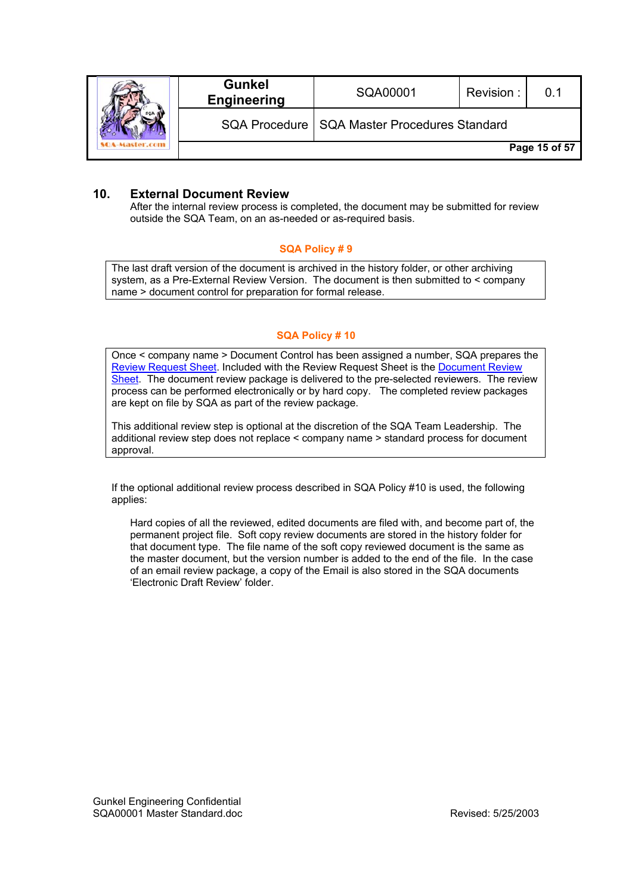## 10. External Document Review

After the internal review process is completed, the document may be submitted for review outside the SQA Team, on an as-needed or as-required basis.

**SQA Policy # 9**

| The last draft version of the document is archived in the history folder, or other archiving system, as a Pre-External Review Version. The document is then submitted to < company name > document control for preparation for formal release. |
|---|

**SQA Policy # 10**

| Once < company name > Document Control has been assigned a number, SQA prepares the Review Request Sheet. Included with the Review Request Sheet is the Document Review Sheet. The document review package is delivered to the pre-selected reviewers. The review process can be performed electronically or by hard copy. The completed review packages are kept on file by SQA as part of the review package.<br><br>This additional review step is optional at the discretion of the SQA Team Leadership. The additional review step does not replace < company name > standard process for document approval. |
|---|

If the optional additional review process described in SQA Policy #10 is used, the following applies:

Hard copies of all the reviewed, edited documents are filed with, and become part of, the permanent project file. Soft copy review documents are stored in the history folder for that document type. The file name of the soft copy reviewed document is the same as the master document, but the version number is added to the end of the file. In the case of an email review package, a copy of the Email is also stored in the SQA documents 'Electronic Draft Review' folder.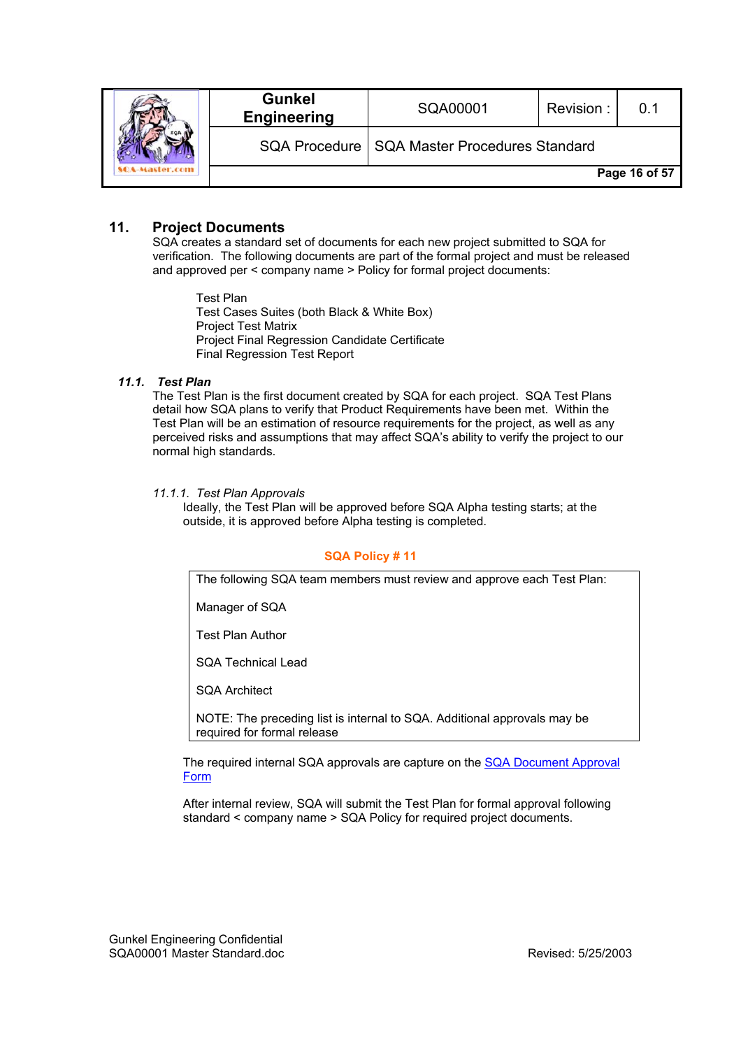## 11. Project Documents

SQA creates a standard set of documents for each new project submitted to SQA for verification. The following documents are part of the formal project and must be released and approved per < company name > Policy for formal project documents:

- Test Plan
- Test Cases Suites (both Black & White Box)
- Project Test Matrix
- Project Final Regression Candidate Certificate
- Final Regression Test Report

### *11.1. Test Plan*

The Test Plan is the first document created by SQA for each project. SQA Test Plans detail how SQA plans to verify that Product Requirements have been met. Within the Test Plan will be an estimation of resource requirements for the project, as well as any perceived risks and assumptions that may affect SQA's ability to verify the project to our normal high standards.

#### *11.1.1. Test Plan Approvals*

Ideally, the Test Plan will be approved before SQA Alpha testing starts; at the outside, it is approved before Alpha testing is completed.

**SQA Policy # 11**

| The following SQA team members must review and approve each Test Plan:<br><br>Manager of SQA<br><br>Test Plan Author<br><br>SQA Technical Lead<br><br>SQA Architect<br><br>NOTE: The preceding list is internal to SQA. Additional approvals may be required for formal release |
|---|

The required internal SQA approvals are capture on the SQA Document Approval Form

After internal review, SQA will submit the Test Plan for formal approval following standard < company name > SQA Policy for required project documents.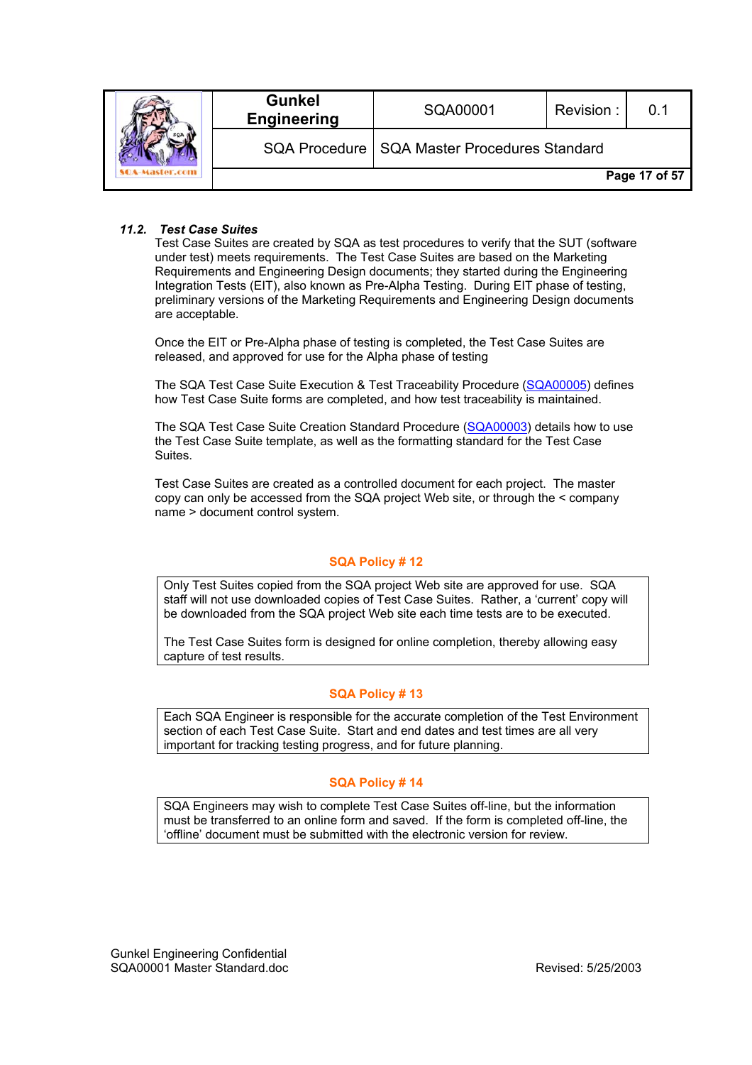### *11.2. Test Case Suites*

Test Case Suites are created by SQA as test procedures to verify that the SUT (software under test) meets requirements. The Test Case Suites are based on the Marketing Requirements and Engineering Design documents; they started during the Engineering Integration Tests (EIT), also known as Pre-Alpha Testing. During EIT phase of testing, preliminary versions of the Marketing Requirements and Engineering Design documents are acceptable.

Once the EIT or Pre-Alpha phase of testing is completed, the Test Case Suites are released, and approved for use for the Alpha phase of testing

The SQA Test Case Suite Execution & Test Traceability Procedure (SQA00005) defines how Test Case Suite forms are completed, and how test traceability is maintained.

The SQA Test Case Suite Creation Standard Procedure (SQA00003) details how to use the Test Case Suite template, as well as the formatting standard for the Test Case Suites.

Test Case Suites are created as a controlled document for each project. The master copy can only be accessed from the SQA project Web site, or through the < company name > document control system.

**SQA Policy # 12**

| Only Test Suites copied from the SQA project Web site are approved for use. SQA staff will not use downloaded copies of Test Case Suites. Rather, a 'current' copy will be downloaded from the SQA project Web site each time tests are to be executed.<br><br>The Test Case Suites form is designed for online completion, thereby allowing easy capture of test results. |
|---|

**SQA Policy # 13**

| Each SQA Engineer is responsible for the accurate completion of the Test Environment section of each Test Case Suite. Start and end dates and test times are all very important for tracking testing progress, and for future planning. |
|---|

**SQA Policy # 14**

| SQA Engineers may wish to complete Test Case Suites off-line, but the information must be transferred to an online form and saved. If the form is completed off-line, the 'offline' document must be submitted with the electronic version for review. |
|---|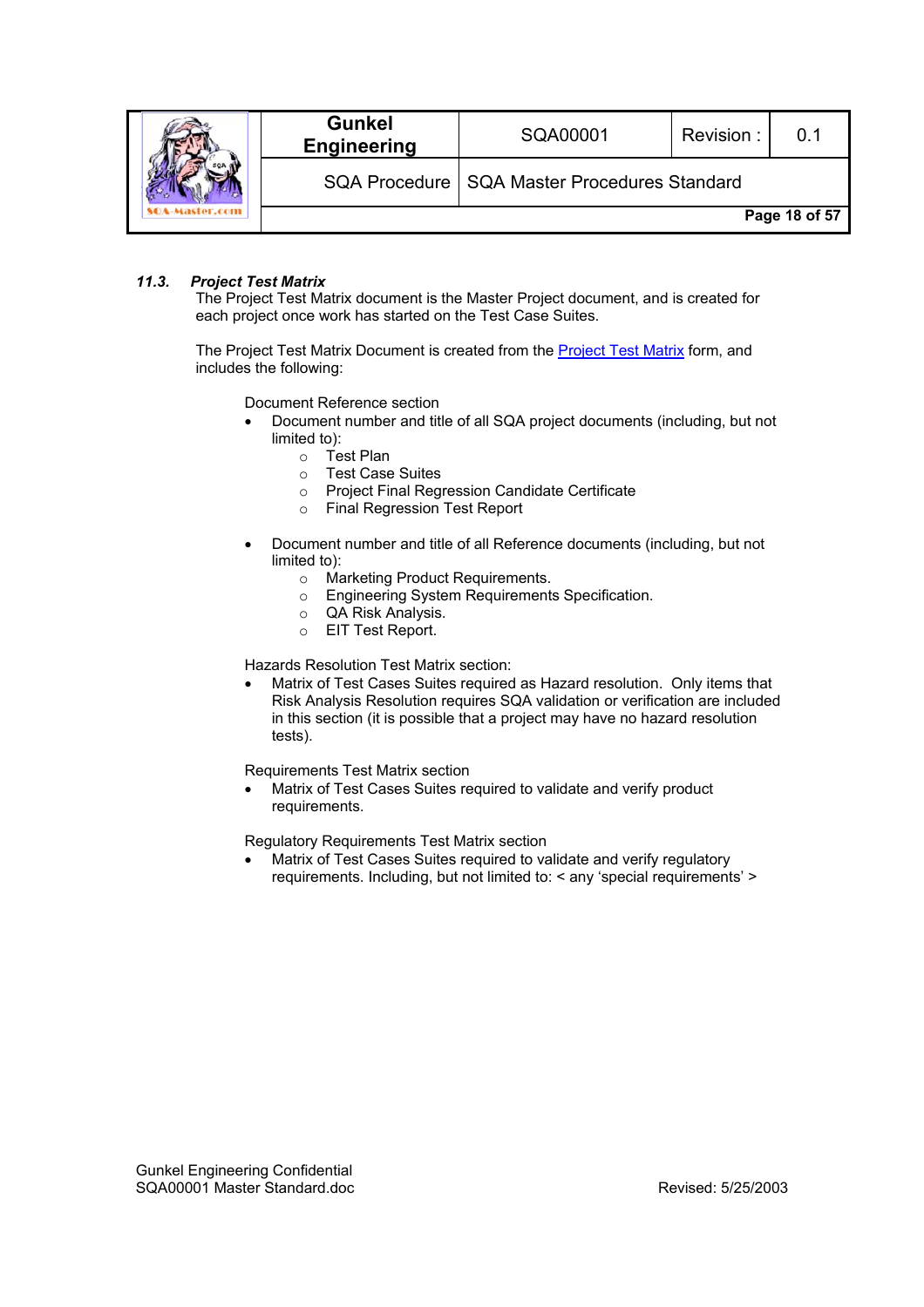### *11.3. Project Test Matrix*

The Project Test Matrix document is the Master Project document, and is created for each project once work has started on the Test Case Suites.

The Project Test Matrix Document is created from the Project Test Matrix form, and includes the following:

Document Reference section

- Document number and title of all SQA project documents (including, but not limited to):
  - Test Plan
  - Test Case Suites
  - Project Final Regression Candidate Certificate
  - Final Regression Test Report

- Document number and title of all Reference documents (including, but not limited to):
  - Marketing Product Requirements.
  - Engineering System Requirements Specification.
  - QA Risk Analysis.
  - EIT Test Report.

Hazards Resolution Test Matrix section:

- Matrix of Test Cases Suites required as Hazard resolution. Only items that Risk Analysis Resolution requires SQA validation or verification are included in this section (it is possible that a project may have no hazard resolution tests).

Requirements Test Matrix section

- Matrix of Test Cases Suites required to validate and verify product requirements.

Regulatory Requirements Test Matrix section

- Matrix of Test Cases Suites required to validate and verify regulatory requirements. Including, but not limited to: < any 'special requirements' >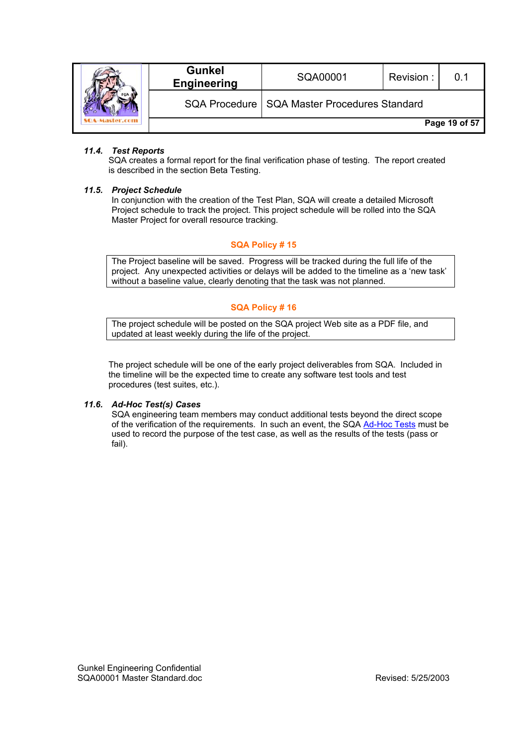### *11.4. Test Reports*

SQA creates a formal report for the final verification phase of testing. The report created is described in the section Beta Testing.

### *11.5. Project Schedule*

In conjunction with the creation of the Test Plan, SQA will create a detailed Microsoft Project schedule to track the project. This project schedule will be rolled into the SQA Master Project for overall resource tracking.

**SQA Policy # 15**

| The Project baseline will be saved. Progress will be tracked during the full life of the project. Any unexpected activities or delays will be added to the timeline as a 'new task' without a baseline value, clearly denoting that the task was not planned. |
|---|

**SQA Policy # 16**

| The project schedule will be posted on the SQA project Web site as a PDF file, and updated at least weekly during the life of the project. |
|---|

The project schedule will be one of the early project deliverables from SQA. Included in the timeline will be the expected time to create any software test tools and test procedures (test suites, etc.).

### *11.6. Ad-Hoc Test(s) Cases*

SQA engineering team members may conduct additional tests beyond the direct scope of the verification of the requirements. In such an event, the SQA Ad-Hoc Tests must be used to record the purpose of the test case, as well as the results of the tests (pass or fail).

Gunkel Engineering Confidential
SQA00001 Master Standard.doc
Revised: 5/25/2003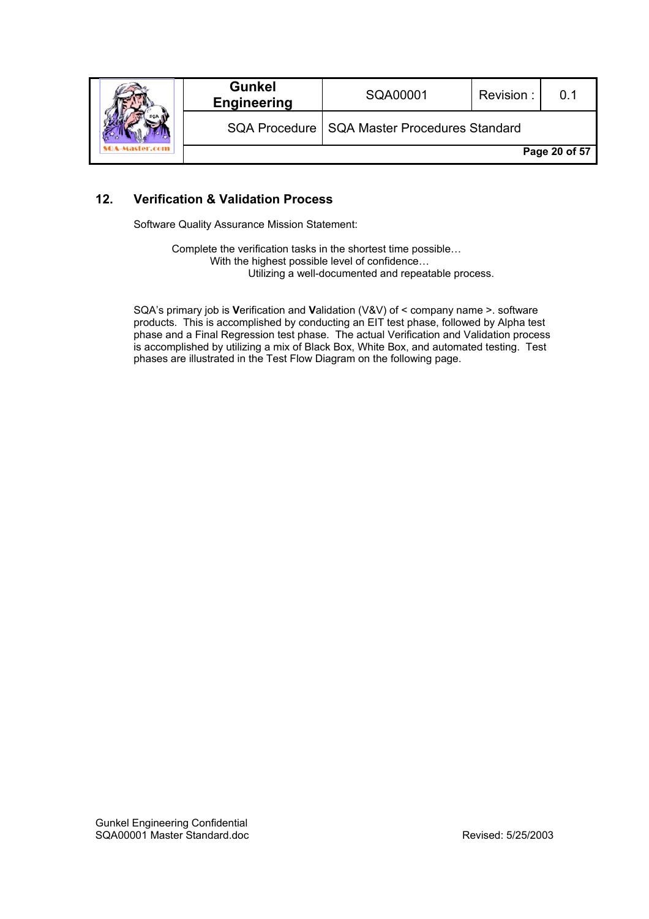## 12. Verification & Validation Process

Software Quality Assurance Mission Statement:

> Complete the verification tasks in the shortest time possible…
> With the highest possible level of confidence…
> Utilizing a well-documented and repeatable process.

SQA's primary job is **V**erification and **V**alidation (V&V) of < company name >. software products. This is accomplished by conducting an EIT test phase, followed by Alpha test phase and a Final Regression test phase. The actual Verification and Validation process is accomplished by utilizing a mix of Black Box, White Box, and automated testing. Test phases are illustrated in the Test Flow Diagram on the following page.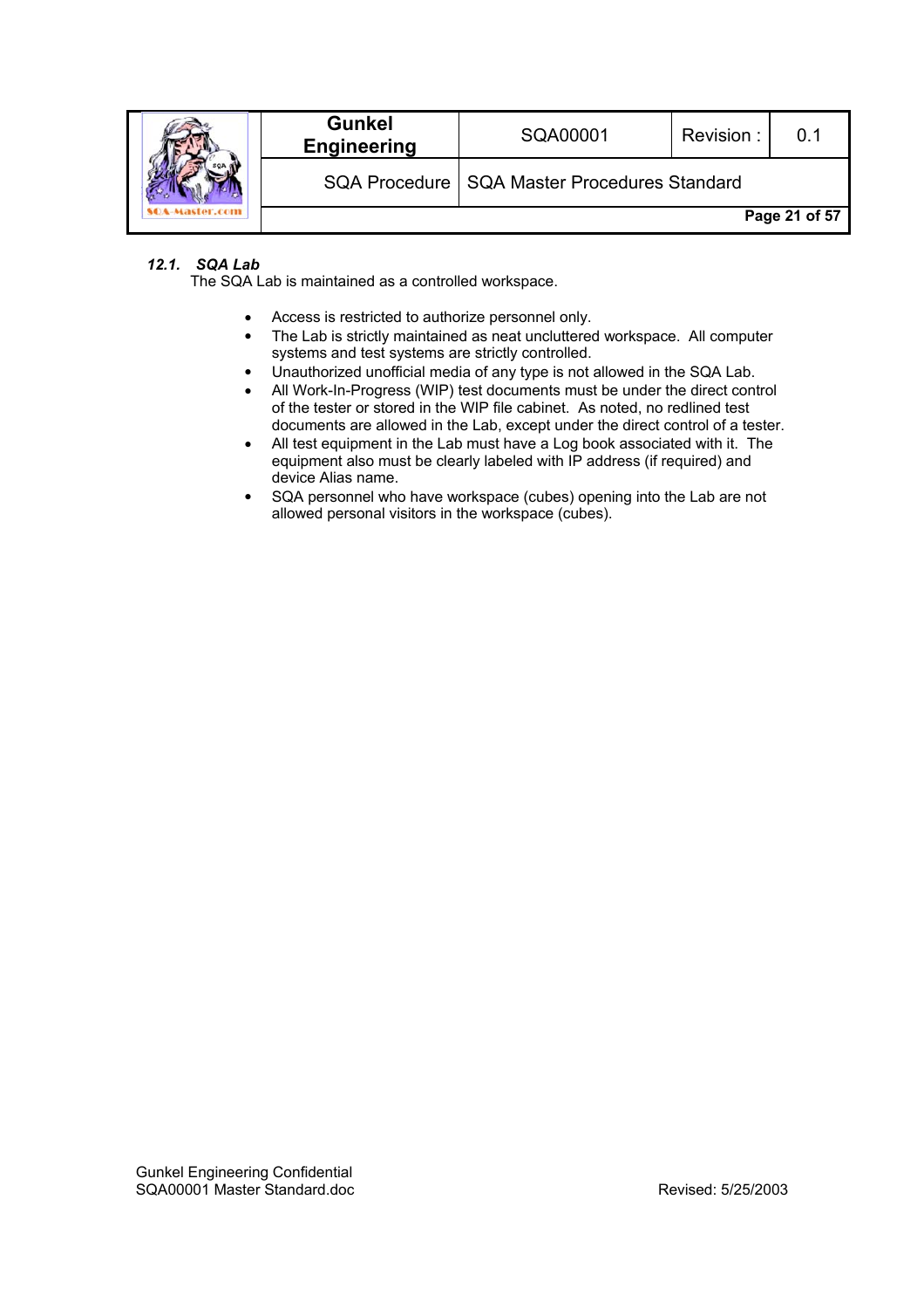### *12.1. SQA Lab*

The SQA Lab is maintained as a controlled workspace.

- Access is restricted to authorize personnel only.
- The Lab is strictly maintained as neat uncluttered workspace. All computer systems and test systems are strictly controlled.
- Unauthorized unofficial media of any type is not allowed in the SQA Lab.
- All Work-In-Progress (WIP) test documents must be under the direct control of the tester or stored in the WIP file cabinet. As noted, no redlined test documents are allowed in the Lab, except under the direct control of a tester.
- All test equipment in the Lab must have a Log book associated with it. The equipment also must be clearly labeled with IP address (if required) and device Alias name.
- SQA personnel who have workspace (cubes) opening into the Lab are not allowed personal visitors in the workspace (cubes).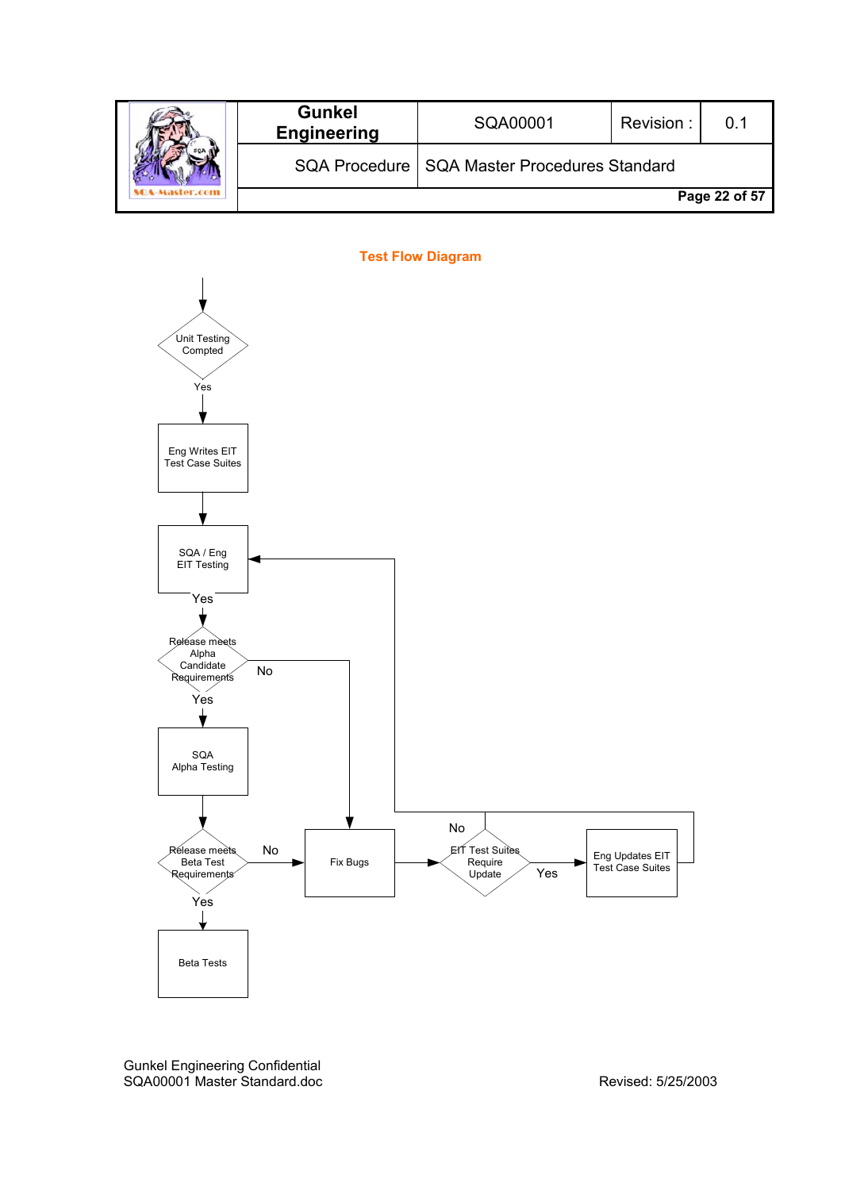## Test Flow Diagram

Unit Testing Compted

Yes

Eng Writes EIT Test Case Suites

SQA / Eng EIT Testing

Yes

Release meets Alpha Candidate Requirements

No

Yes

SQA Alpha Testing

Release meets Beta Test Requirements

No

Fix Bugs

No

EIT Test Suites Require Update

Yes

Eng Updates EIT Test Case Suites

Yes

Beta Tests

Gunkel Engineering Confidential
SQA00001 Master Standard.doc

Revised: 5/25/2003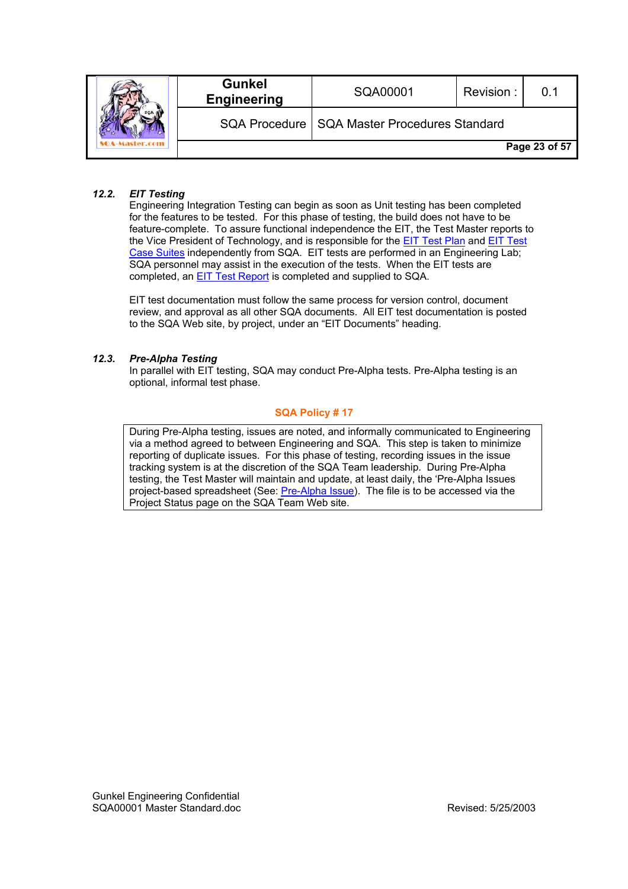### 12.2. *EIT Testing*

Engineering Integration Testing can begin as soon as Unit testing has been completed for the features to be tested. For this phase of testing, the build does not have to be feature-complete. To assure functional independence the EIT, the Test Master reports to the Vice President of Technology, and is responsible for the EIT Test Plan and EIT Test Case Suites independently from SQA. EIT tests are performed in an Engineering Lab; SQA personnel may assist in the execution of the tests. When the EIT tests are completed, an EIT Test Report is completed and supplied to SQA.

EIT test documentation must follow the same process for version control, document review, and approval as all other SQA documents. All EIT test documentation is posted to the SQA Web site, by project, under an "EIT Documents" heading.

### 12.3. *Pre-Alpha Testing*

In parallel with EIT testing, SQA may conduct Pre-Alpha tests. Pre-Alpha testing is an optional, informal test phase.

**SQA Policy # 17**

| During Pre-Alpha testing, issues are noted, and informally communicated to Engineering via a method agreed to between Engineering and SQA. This step is taken to minimize reporting of duplicate issues. For this phase of testing, recording issues in the issue tracking system is at the discretion of the SQA Team leadership. During Pre-Alpha testing, the Test Master will maintain and update, at least daily, the 'Pre-Alpha Issues project-based spreadsheet (See: Pre-Alpha Issue). The file is to be accessed via the Project Status page on the SQA Team Web site. |
|---|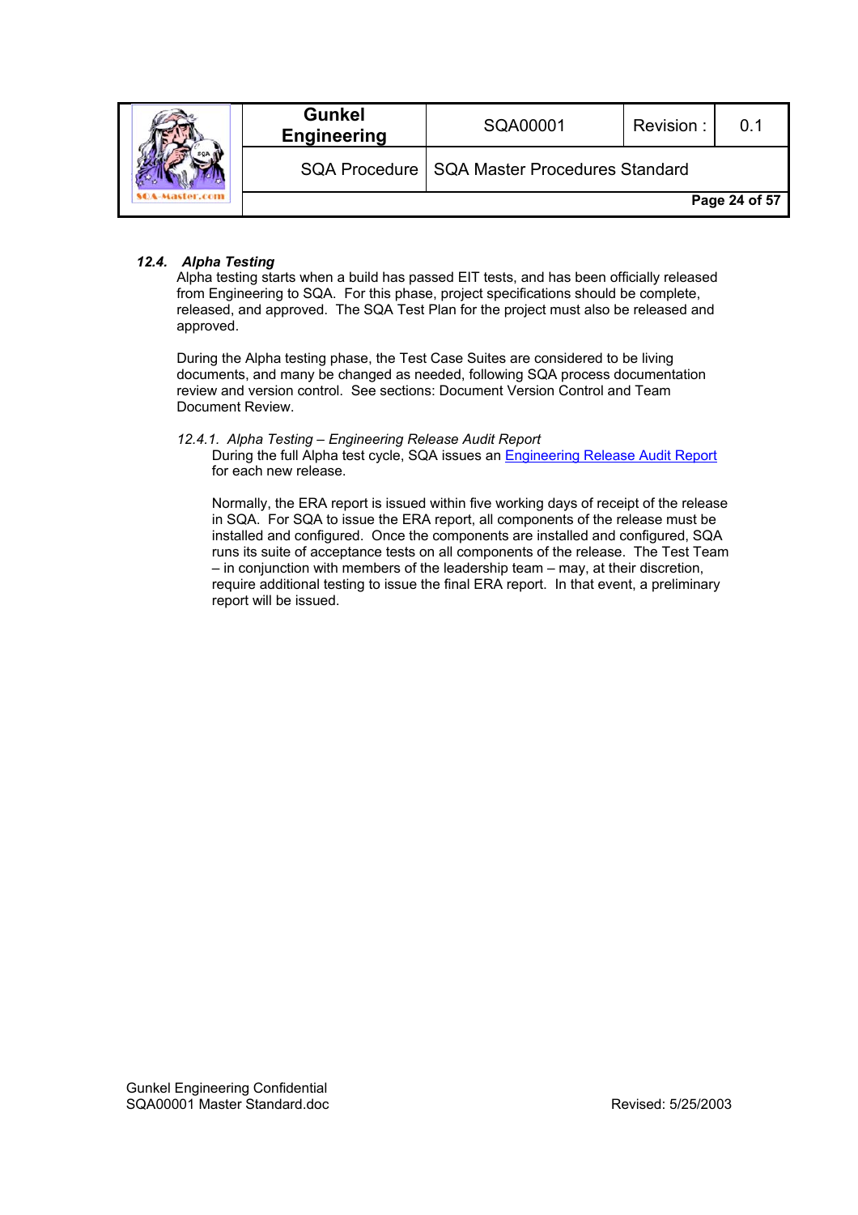### 12.4. *Alpha Testing*

Alpha testing starts when a build has passed EIT tests, and has been officially released from Engineering to SQA. For this phase, project specifications should be complete, released, and approved. The SQA Test Plan for the project must also be released and approved.

During the Alpha testing phase, the Test Case Suites are considered to be living documents, and many be changed as needed, following SQA process documentation review and version control. See sections: Document Version Control and Team Document Review.

#### *12.4.1. Alpha Testing – Engineering Release Audit Report*

During the full Alpha test cycle, SQA issues an Engineering Release Audit Report for each new release.

Normally, the ERA report is issued within five working days of receipt of the release in SQA. For SQA to issue the ERA report, all components of the release must be installed and configured. Once the components are installed and configured, SQA runs its suite of acceptance tests on all components of the release. The Test Team – in conjunction with members of the leadership team – may, at their discretion, require additional testing to issue the final ERA report. In that event, a preliminary report will be issued.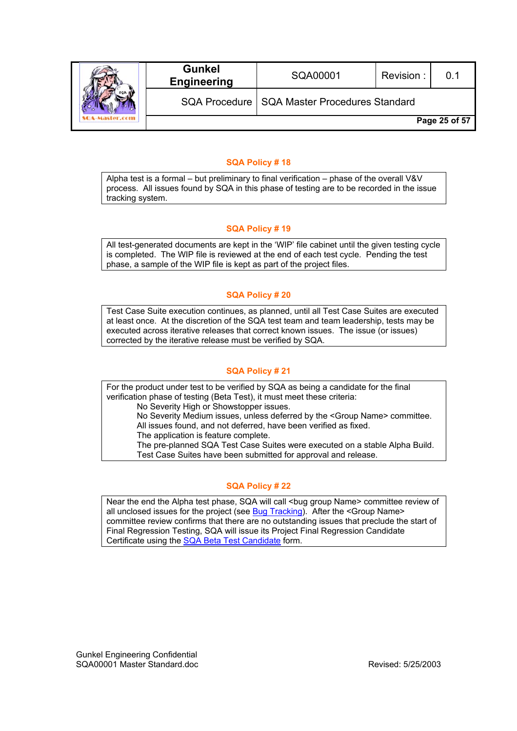### SQA Policy # 18

Alpha test is a formal – but preliminary to final verification – phase of the overall V&V process. All issues found by SQA in this phase of testing are to be recorded in the issue tracking system.

### SQA Policy # 19

All test-generated documents are kept in the 'WIP' file cabinet until the given testing cycle is completed. The WIP file is reviewed at the end of each test cycle. Pending the test phase, a sample of the WIP file is kept as part of the project files.

### SQA Policy # 20

Test Case Suite execution continues, as planned, until all Test Case Suites are executed at least once. At the discretion of the SQA test team and team leadership, tests may be executed across iterative releases that correct known issues. The issue (or issues) corrected by the iterative release must be verified by SQA.

### SQA Policy # 21

For the product under test to be verified by SQA as being a candidate for the final verification phase of testing (Beta Test), it must meet these criteria:

- No Severity High or Showstopper issues.
- No Severity Medium issues, unless deferred by the <Group Name> committee.
- All issues found, and not deferred, have been verified as fixed.
- The application is feature complete.
- The pre-planned SQA Test Case Suites were executed on a stable Alpha Build.
- Test Case Suites have been submitted for approval and release.

### SQA Policy # 22

Near the end the Alpha test phase, SQA will call <bug group Name> committee review of all unclosed issues for the project (see Bug Tracking). After the <Group Name> committee review confirms that there are no outstanding issues that preclude the start of Final Regression Testing, SQA will issue its Project Final Regression Candidate Certificate using the SQA Beta Test Candidate form.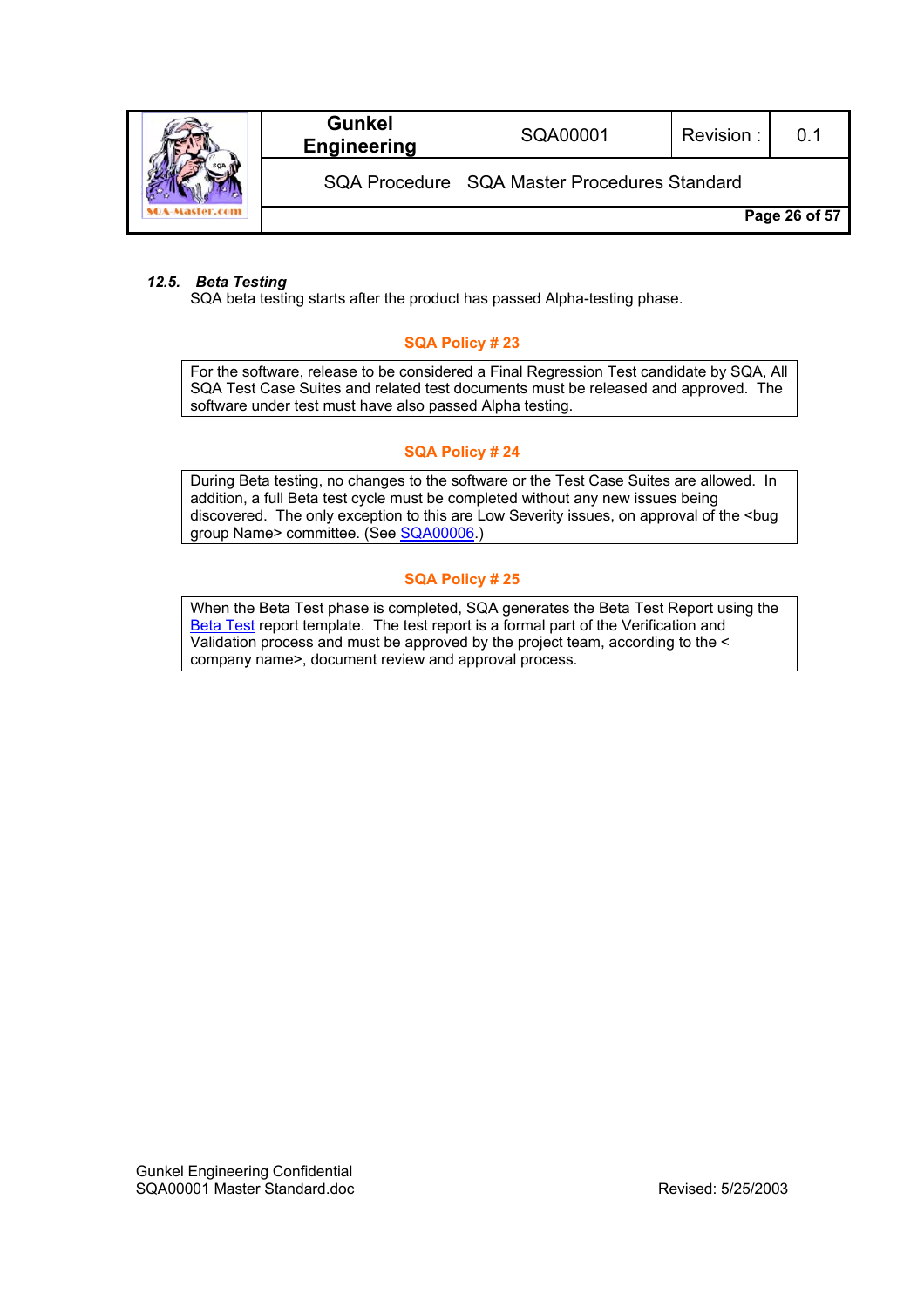### *12.5. Beta Testing*

SQA beta testing starts after the product has passed Alpha-testing phase.

**SQA Policy # 23**

For the software, release to be considered a Final Regression Test candidate by SQA, All SQA Test Case Suites and related test documents must be released and approved. The software under test must have also passed Alpha testing.

**SQA Policy # 24**

During Beta testing, no changes to the software or the Test Case Suites are allowed. In addition, a full Beta test cycle must be completed without any new issues being discovered. The only exception to this are Low Severity issues, on approval of the <bug group Name> committee. (See SQA00006.)

**SQA Policy # 25**

When the Beta Test phase is completed, SQA generates the Beta Test Report using the Beta Test report template. The test report is a formal part of the Verification and Validation process and must be approved by the project team, according to the < company name>, document review and approval process.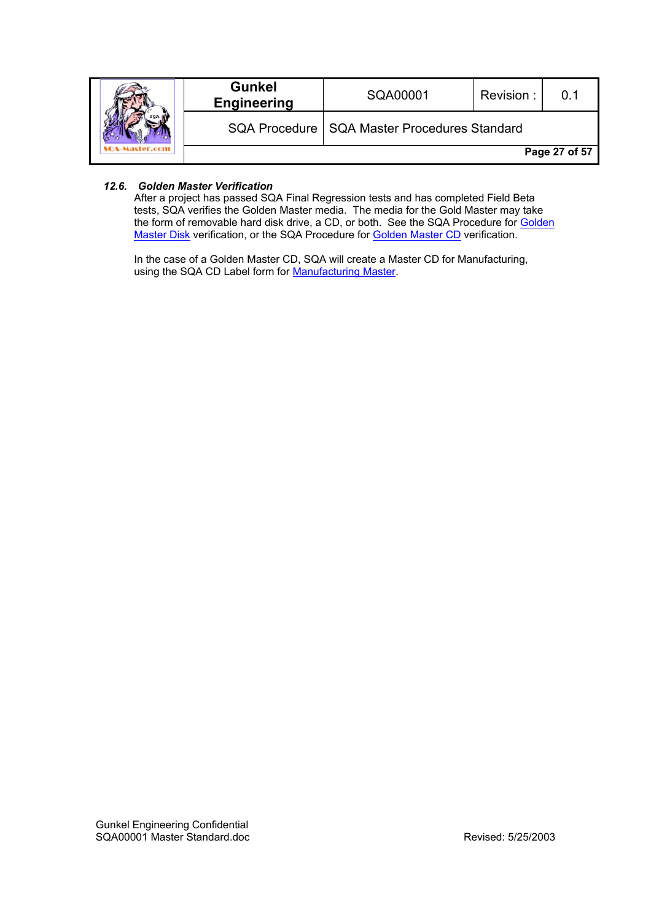### *12.6. Golden Master Verification*

After a project has passed SQA Final Regression tests and has completed Field Beta tests, SQA verifies the Golden Master media. The media for the Gold Master may take the form of removable hard disk drive, a CD, or both. See the SQA Procedure for Golden Master Disk verification, or the SQA Procedure for Golden Master CD verification.

In the case of a Golden Master CD, SQA will create a Master CD for Manufacturing, using the SQA CD Label form for Manufacturing Master.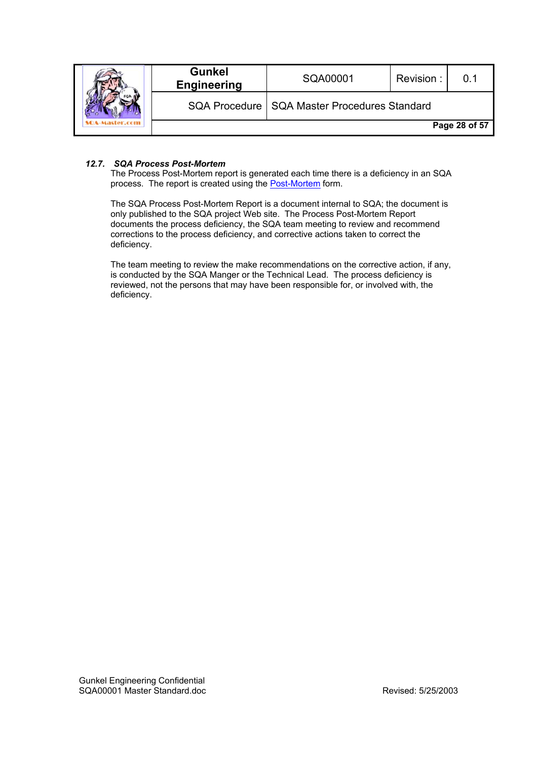### *12.7. SQA Process Post-Mortem*

The Process Post-Mortem report is generated each time there is a deficiency in an SQA process. The report is created using the Post-Mortem form.

The SQA Process Post-Mortem Report is a document internal to SQA; the document is only published to the SQA project Web site. The Process Post-Mortem Report documents the process deficiency, the SQA team meeting to review and recommend corrections to the process deficiency, and corrective actions taken to correct the deficiency.

The team meeting to review the make recommendations on the corrective action, if any, is conducted by the SQA Manger or the Technical Lead. The process deficiency is reviewed, not the persons that may have been responsible for, or involved with, the deficiency.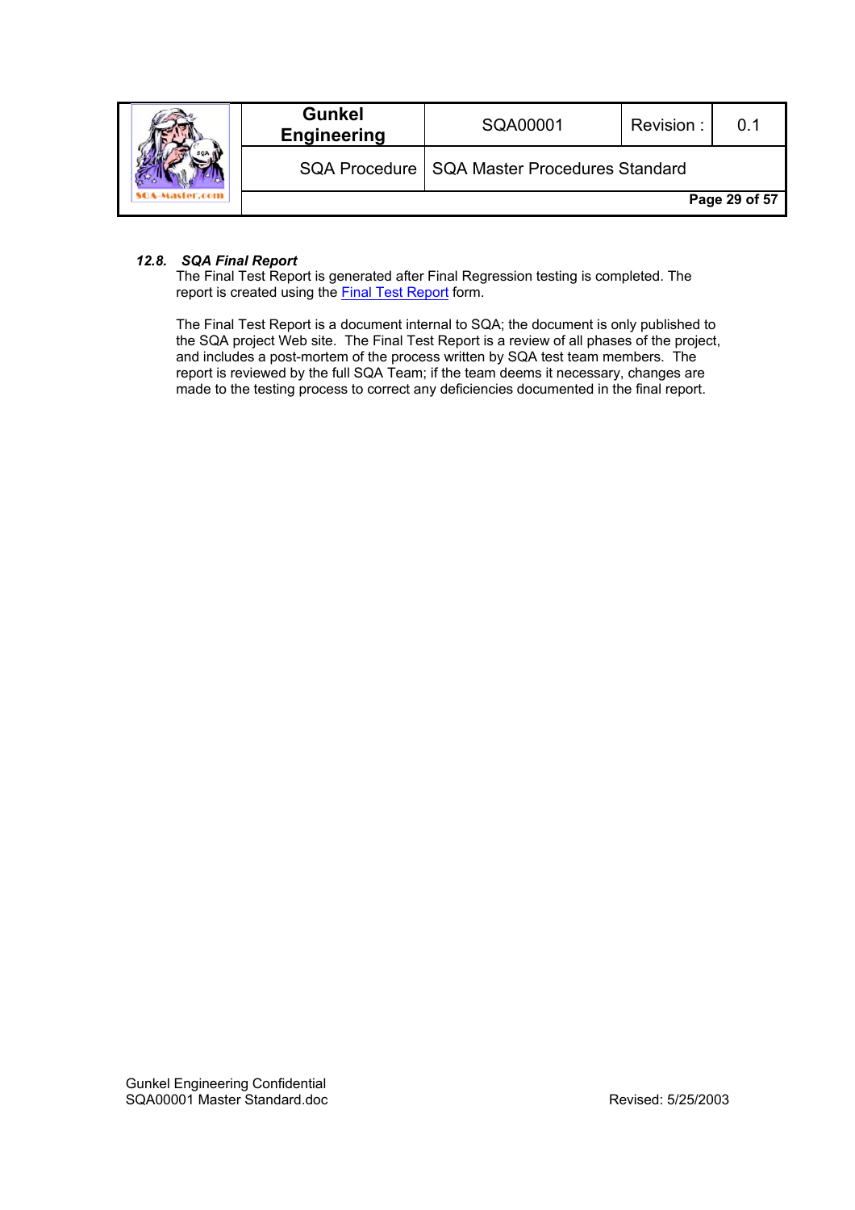### *12.8. SQA Final Report*

The Final Test Report is generated after Final Regression testing is completed. The report is created using the Final Test Report form.

The Final Test Report is a document internal to SQA; the document is only published to the SQA project Web site. The Final Test Report is a review of all phases of the project, and includes a post-mortem of the process written by SQA test team members. The report is reviewed by the full SQA Team; if the team deems it necessary, changes are made to the testing process to correct any deficiencies documented in the final report.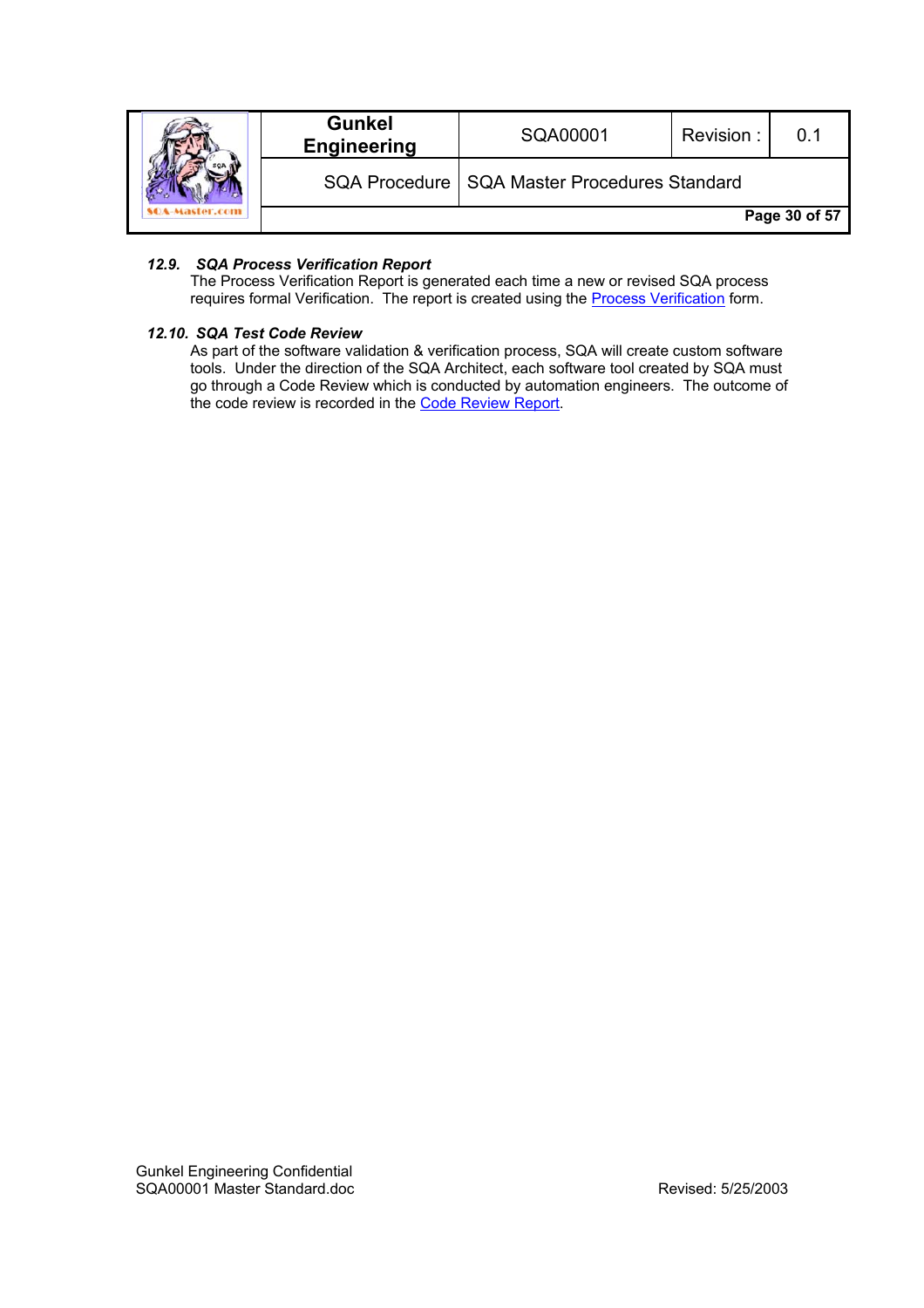### *12.9. SQA Process Verification Report*

The Process Verification Report is generated each time a new or revised SQA process requires formal Verification. The report is created using the Process Verification form.

### *12.10. SQA Test Code Review*

As part of the software validation & verification process, SQA will create custom software tools. Under the direction of the SQA Architect, each software tool created by SQA must go through a Code Review which is conducted by automation engineers. The outcome of the code review is recorded in the Code Review Report.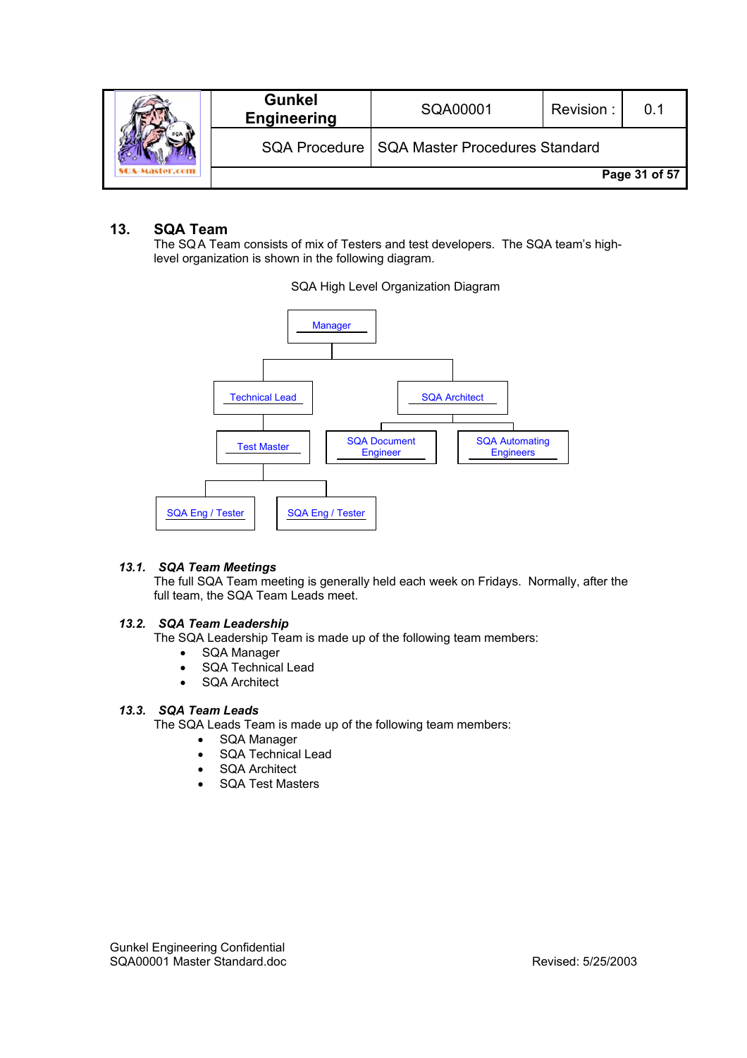# 13. SQA Team

The SQA Team consists of mix of Testers and test developers. The SQA team's high-level organization is shown in the following diagram.

SQA High Level Organization Diagram

- Manager
  - Technical Lead
    - Test Master
      - SQA Eng / Tester
      - SQA Eng / Tester
  - SQA Architect
    - SQA Document Engineer
    - SQA Automating Engineers

## *13.1. SQA Team Meetings*

The full SQA Team meeting is generally held each week on Fridays. Normally, after the full team, the SQA Team Leads meet.

## *13.2. SQA Team Leadership*

The SQA Leadership Team is made up of the following team members:

- SQA Manager
- SQA Technical Lead
- SQA Architect

## *13.3. SQA Team Leads*

The SQA Leads Team is made up of the following team members:

- SQA Manager
- SQA Technical Lead
- SQA Architect
- SQA Test Masters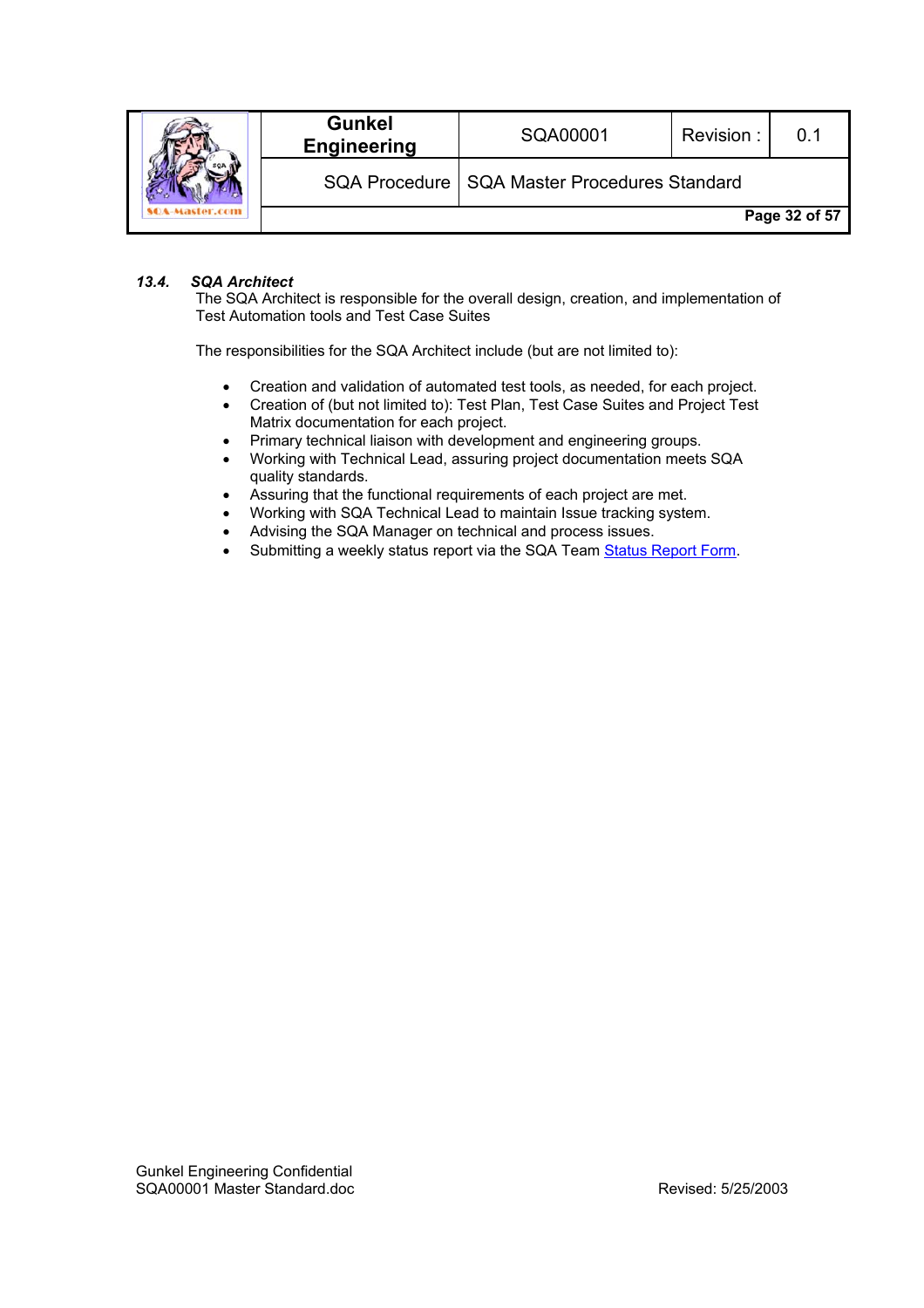### *13.4. SQA Architect*

The SQA Architect is responsible for the overall design, creation, and implementation of Test Automation tools and Test Case Suites

The responsibilities for the SQA Architect include (but are not limited to):

- Creation and validation of automated test tools, as needed, for each project.
- Creation of (but not limited to): Test Plan, Test Case Suites and Project Test Matrix documentation for each project.
- Primary technical liaison with development and engineering groups.
- Working with Technical Lead, assuring project documentation meets SQA quality standards.
- Assuring that the functional requirements of each project are met.
- Working with SQA Technical Lead to maintain Issue tracking system.
- Advising the SQA Manager on technical and process issues.
- Submitting a weekly status report via the SQA Team Status Report Form.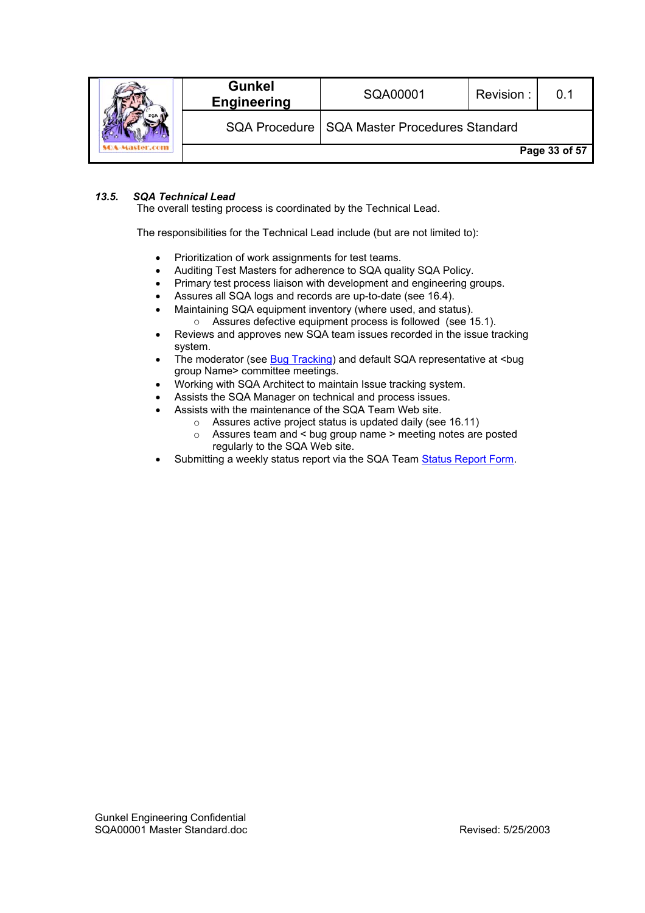### *13.5. SQA Technical Lead*

The overall testing process is coordinated by the Technical Lead.

The responsibilities for the Technical Lead include (but are not limited to):

- Prioritization of work assignments for test teams.
- Auditing Test Masters for adherence to SQA quality SQA Policy.
- Primary test process liaison with development and engineering groups.
- Assures all SQA logs and records are up-to-date (see 16.4).
- Maintaining SQA equipment inventory (where used, and status).
  - Assures defective equipment process is followed (see 15.1).
- Reviews and approves new SQA team issues recorded in the issue tracking system.
- The moderator (see Bug Tracking) and default SQA representative at <bug group Name> committee meetings.
- Working with SQA Architect to maintain Issue tracking system.
- Assists the SQA Manager on technical and process issues.
- Assists with the maintenance of the SQA Team Web site.
  - Assures active project status is updated daily (see 16.11)
  - Assures team and < bug group name > meeting notes are posted regularly to the SQA Web site.
- Submitting a weekly status report via the SQA Team Status Report Form.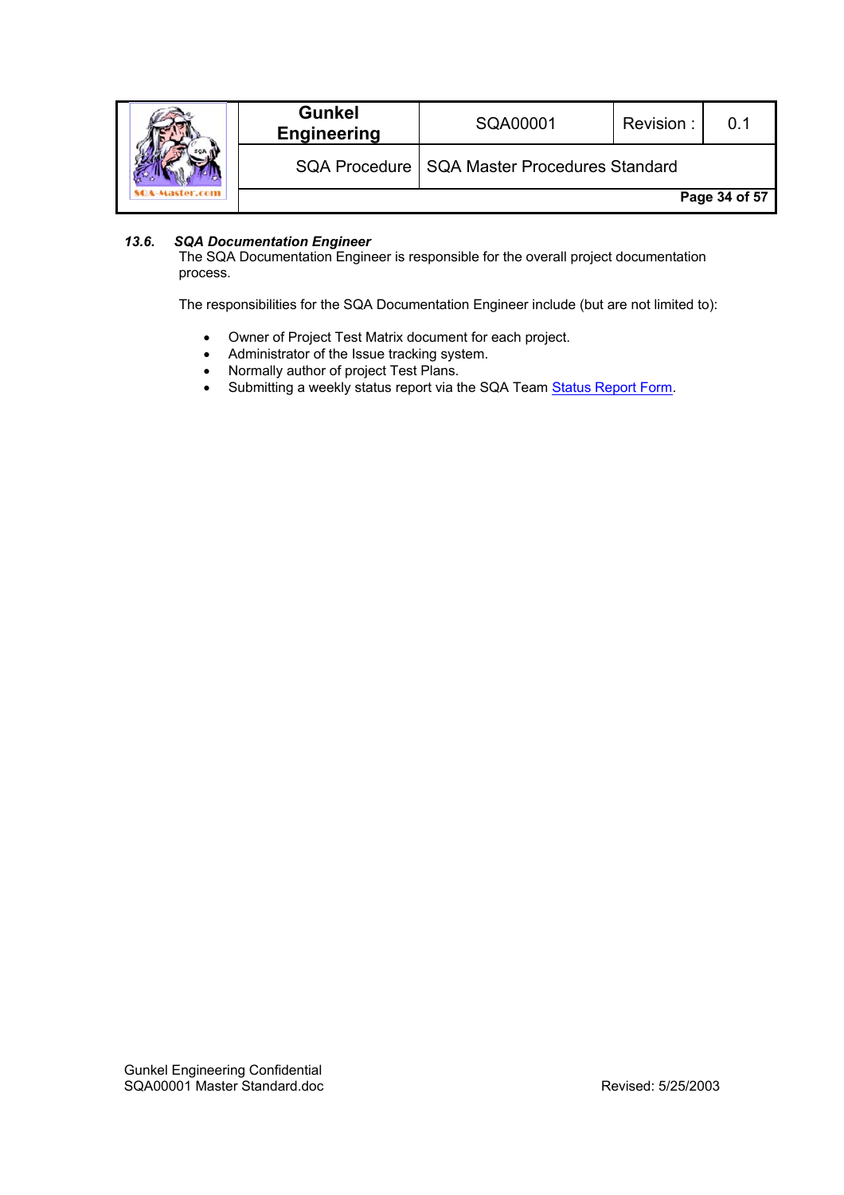### *13.6. SQA Documentation Engineer*

The SQA Documentation Engineer is responsible for the overall project documentation process.

The responsibilities for the SQA Documentation Engineer include (but are not limited to):

- Owner of Project Test Matrix document for each project.
- Administrator of the Issue tracking system.
- Normally author of project Test Plans.
- Submitting a weekly status report via the SQA Team Status Report Form.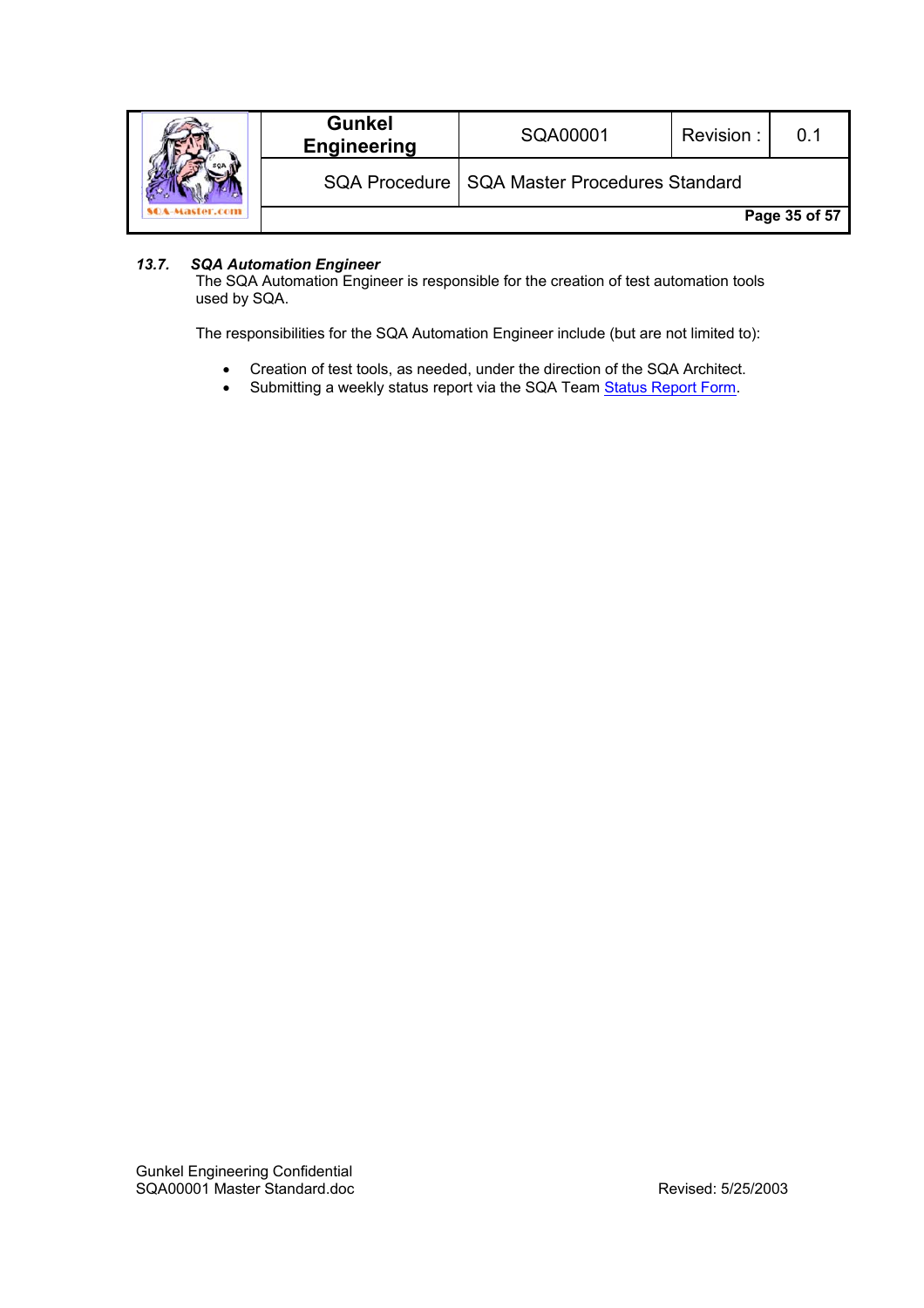### *13.7. SQA Automation Engineer*

The SQA Automation Engineer is responsible for the creation of test automation tools used by SQA.

The responsibilities for the SQA Automation Engineer include (but are not limited to):

- Creation of test tools, as needed, under the direction of the SQA Architect.
- Submitting a weekly status report via the SQA Team Status Report Form.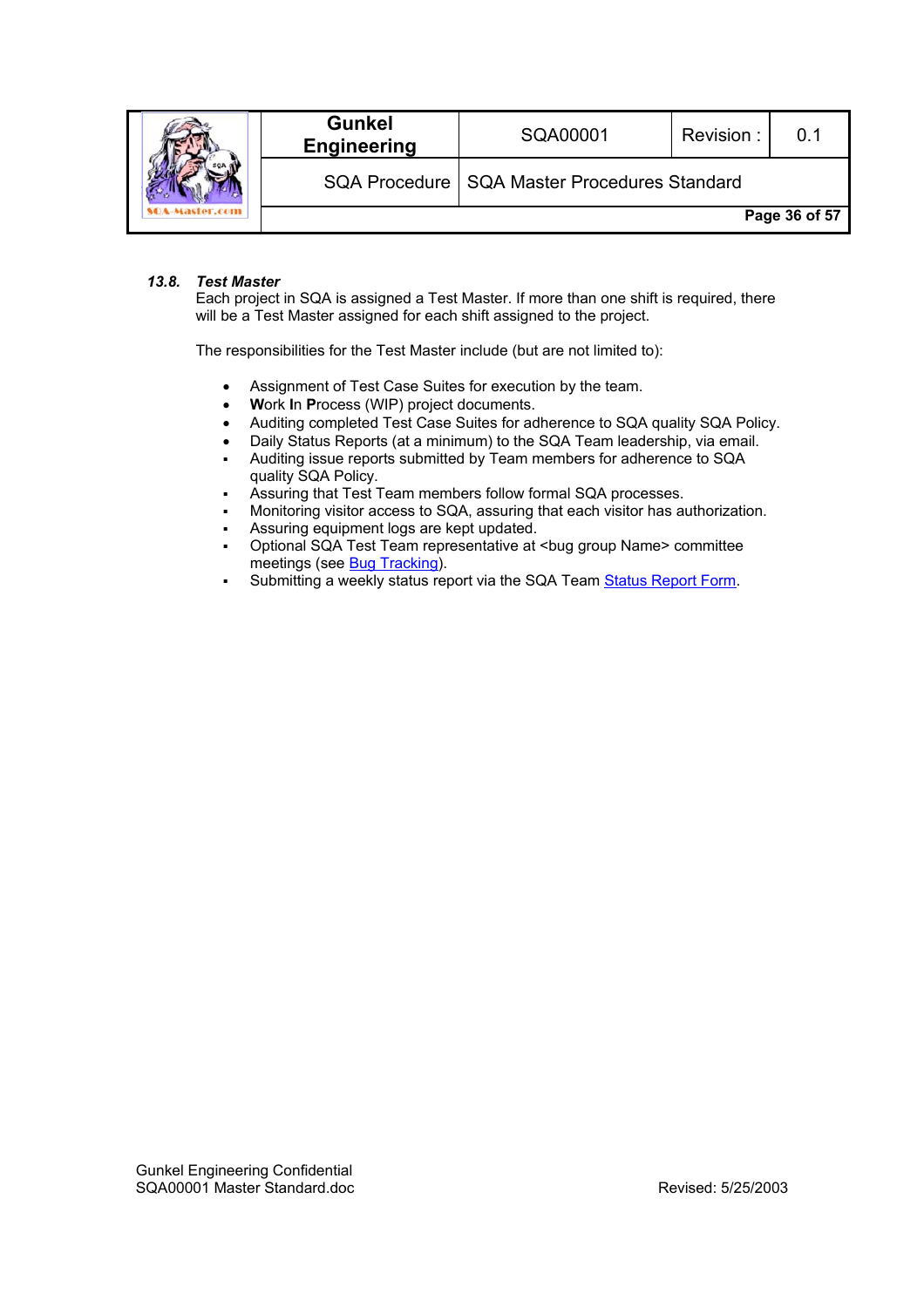### *13.8. Test Master*

Each project in SQA is assigned a Test Master. If more than one shift is required, there will be a Test Master assigned for each shift assigned to the project.

The responsibilities for the Test Master include (but are not limited to):

- Assignment of Test Case Suites for execution by the team.
- **W**ork **I**n **P**rocess (WIP) project documents.
- Auditing completed Test Case Suites for adherence to SQA quality SQA Policy.
- Daily Status Reports (at a minimum) to the SQA Team leadership, via email.
- Auditing issue reports submitted by Team members for adherence to SQA quality SQA Policy.
- Assuring that Test Team members follow formal SQA processes.
- Monitoring visitor access to SQA, assuring that each visitor has authorization.
- Assuring equipment logs are kept updated.
- Optional SQA Test Team representative at <bug group Name> committee meetings (see Bug Tracking).
- Submitting a weekly status report via the SQA Team Status Report Form.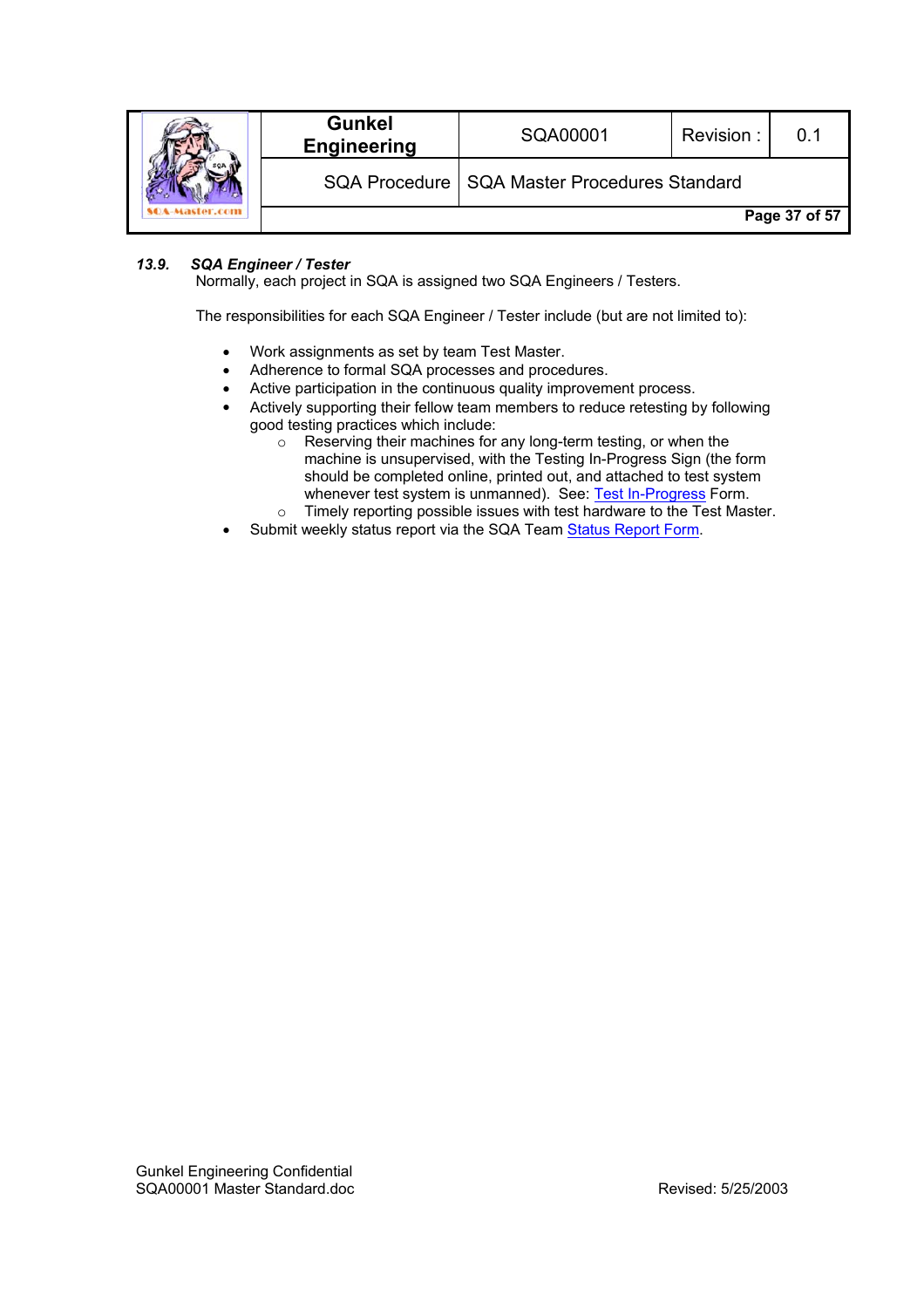### *13.9. SQA Engineer / Tester*

Normally, each project in SQA is assigned two SQA Engineers / Testers.

The responsibilities for each SQA Engineer / Tester include (but are not limited to):

- Work assignments as set by team Test Master.
- Adherence to formal SQA processes and procedures.
- Active participation in the continuous quality improvement process.
- Actively supporting their fellow team members to reduce retesting by following good testing practices which include:
  - Reserving their machines for any long-term testing, or when the machine is unsupervised, with the Testing In-Progress Sign (the form should be completed online, printed out, and attached to test system whenever test system is unmanned). See: Test In-Progress Form.
  - Timely reporting possible issues with test hardware to the Test Master.
- Submit weekly status report via the SQA Team Status Report Form.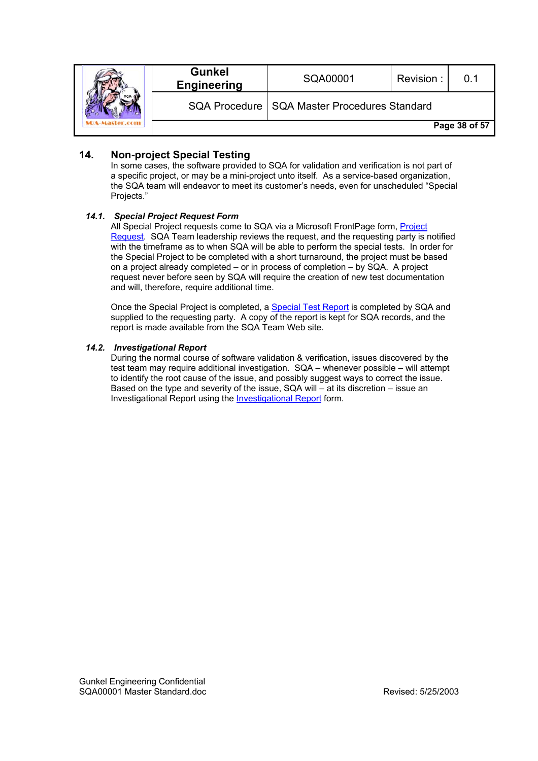# 14. Non-project Special Testing

In some cases, the software provided to SQA for validation and verification is not part of a specific project, or may be a mini-project unto itself. As a service-based organization, the SQA team will endeavor to meet its customer's needs, even for unscheduled "Special Projects."

## *14.1. Special Project Request Form*

All Special Project requests come to SQA via a Microsoft FrontPage form, Project Request. SQA Team leadership reviews the request, and the requesting party is notified with the timeframe as to when SQA will be able to perform the special tests. In order for the Special Project to be completed with a short turnaround, the project must be based on a project already completed – or in process of completion – by SQA. A project request never before seen by SQA will require the creation of new test documentation and will, therefore, require additional time.

Once the Special Project is completed, a Special Test Report is completed by SQA and supplied to the requesting party. A copy of the report is kept for SQA records, and the report is made available from the SQA Team Web site.

## *14.2. Investigational Report*

During the normal course of software validation & verification, issues discovered by the test team may require additional investigation. SQA – whenever possible – will attempt to identify the root cause of the issue, and possibly suggest ways to correct the issue. Based on the type and severity of the issue, SQA will – at its discretion – issue an Investigational Report using the Investigational Report form.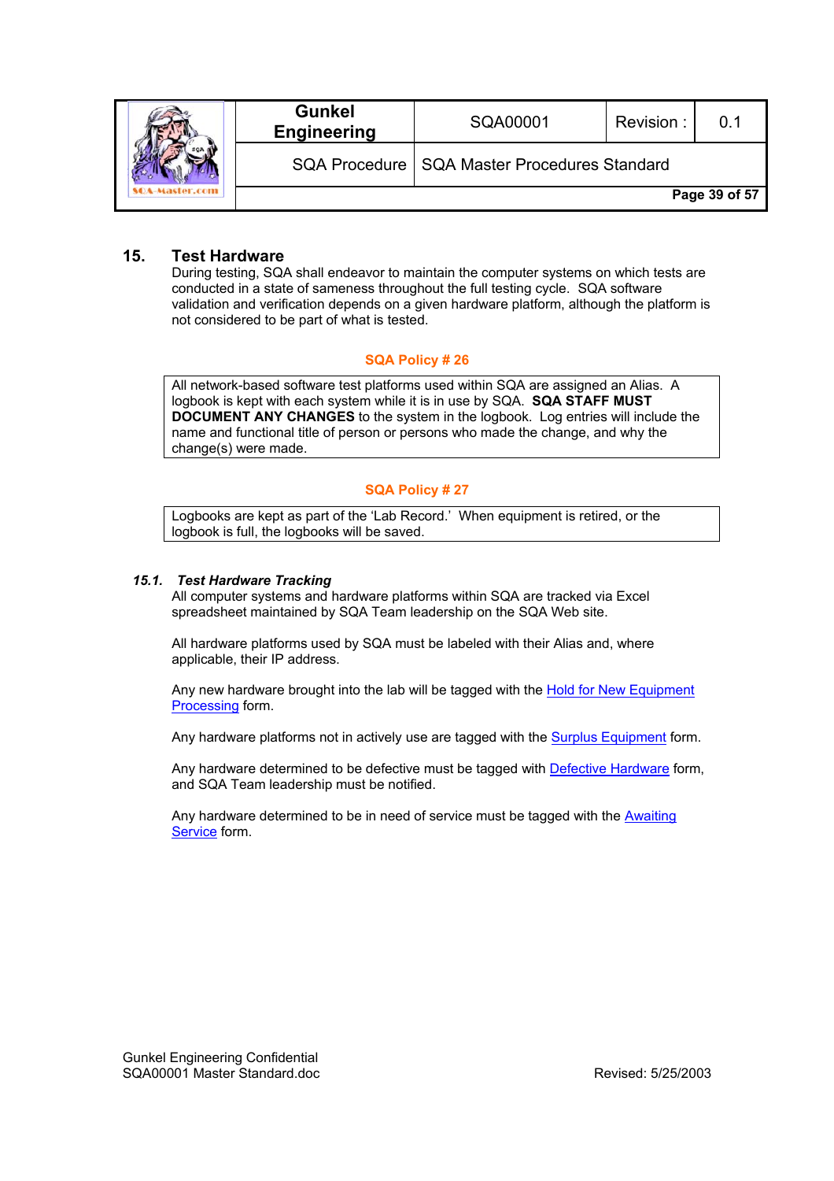## 15. Test Hardware

During testing, SQA shall endeavor to maintain the computer systems on which tests are conducted in a state of sameness throughout the full testing cycle. SQA software validation and verification depends on a given hardware platform, although the platform is not considered to be part of what is tested.

**SQA Policy # 26**

| All network-based software test platforms used within SQA are assigned an Alias. A logbook is kept with each system while it is in use by SQA. **SQA STAFF MUST DOCUMENT ANY CHANGES** to the system in the logbook. Log entries will include the name and functional title of person or persons who made the change, and why the change(s) were made. |
|---|

**SQA Policy # 27**

| Logbooks are kept as part of the 'Lab Record.' When equipment is retired, or the logbook is full, the logbooks will be saved. |
|---|

### *15.1. Test Hardware Tracking*

All computer systems and hardware platforms within SQA are tracked via Excel spreadsheet maintained by SQA Team leadership on the SQA Web site.

All hardware platforms used by SQA must be labeled with their Alias and, where applicable, their IP address.

Any new hardware brought into the lab will be tagged with the Hold for New Equipment Processing form.

Any hardware platforms not in actively use are tagged with the Surplus Equipment form.

Any hardware determined to be defective must be tagged with Defective Hardware form, and SQA Team leadership must be notified.

Any hardware determined to be in need of service must be tagged with the Awaiting Service form.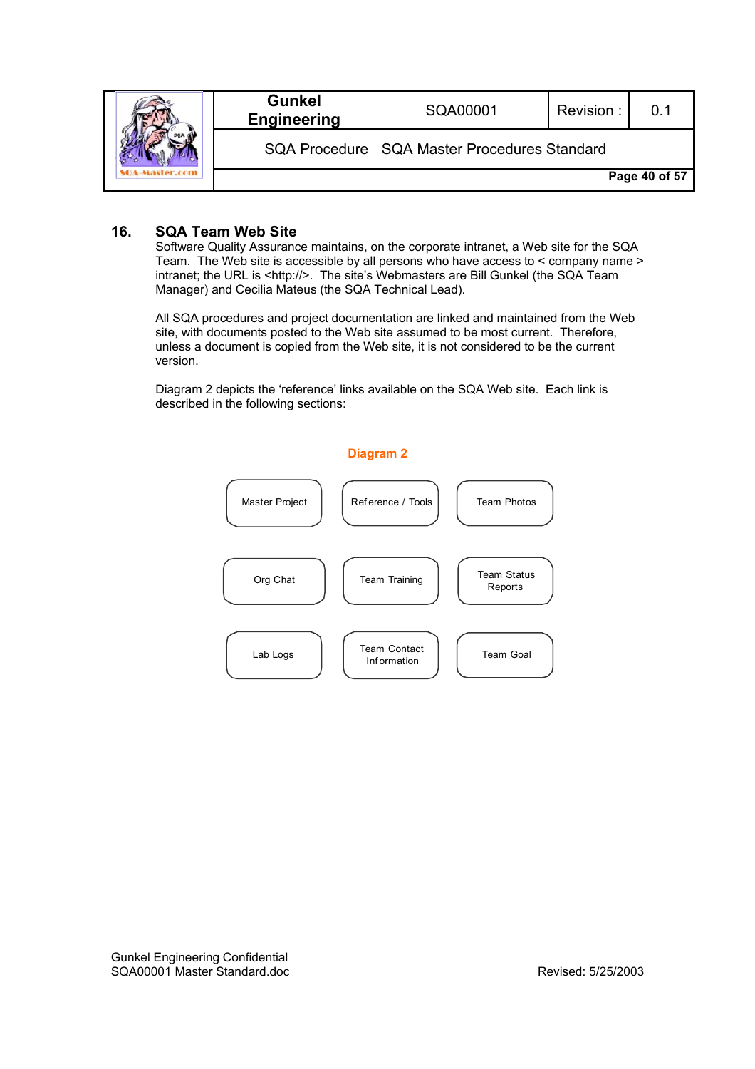## 16. SQA Team Web Site

Software Quality Assurance maintains, on the corporate intranet, a Web site for the SQA Team. The Web site is accessible by all persons who have access to < company name > intranet; the URL is <http://>. The site's Webmasters are Bill Gunkel (the SQA Team Manager) and Cecilia Mateus (the SQA Technical Lead).

All SQA procedures and project documentation are linked and maintained from the Web site, with documents posted to the Web site assumed to be most current. Therefore, unless a document is copied from the Web site, it is not considered to be the current version.

Diagram 2 depicts the 'reference' links available on the SQA Web site. Each link is described in the following sections:

**Diagram 2**

| | | |
|---|---|---|
| Master Project | Reference / Tools | Team Photos |
| Org Chat | Team Training | Team Status Reports |
| Lab Logs | Team Contact Information | Team Goal |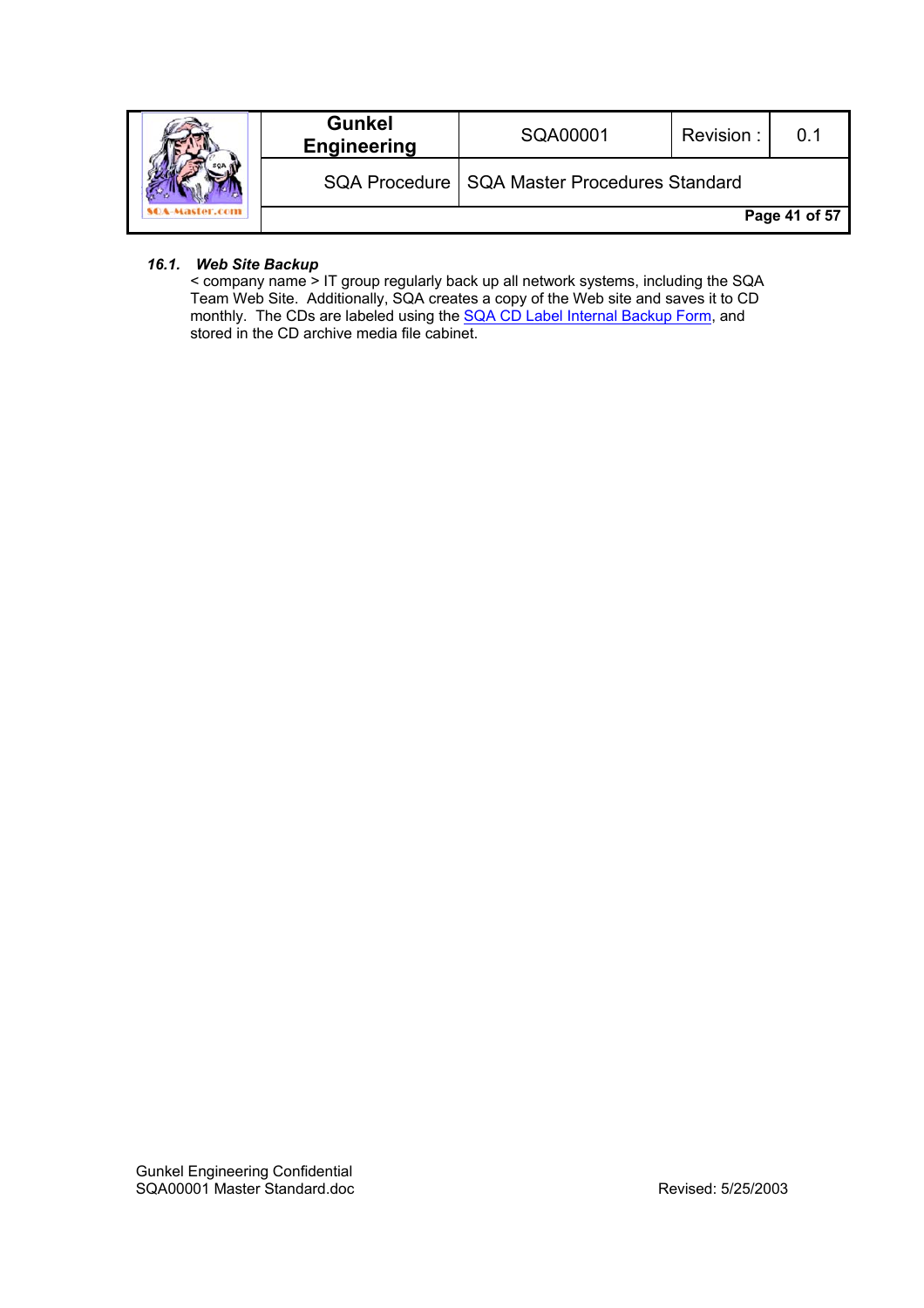### *16.1. Web Site Backup*

< company name > IT group regularly back up all network systems, including the SQA Team Web Site. Additionally, SQA creates a copy of the Web site and saves it to CD monthly. The CDs are labeled using the SQA CD Label Internal Backup Form, and stored in the CD archive media file cabinet.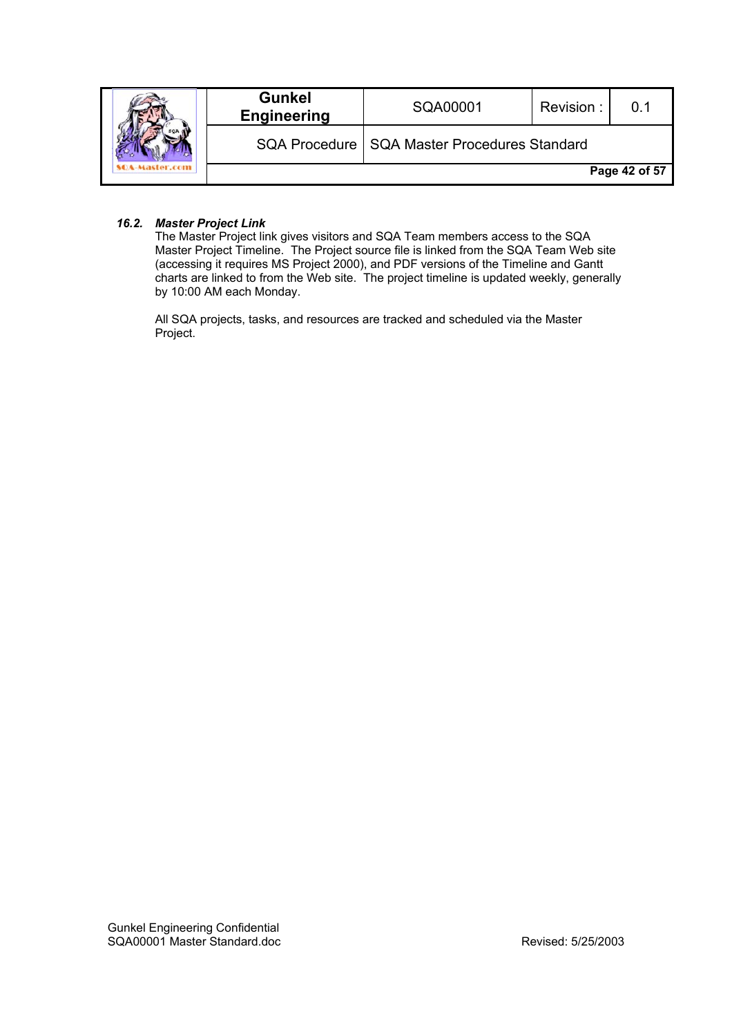### *16.2. Master Project Link*

The Master Project link gives visitors and SQA Team members access to the SQA Master Project Timeline. The Project source file is linked from the SQA Team Web site (accessing it requires MS Project 2000), and PDF versions of the Timeline and Gantt charts are linked to from the Web site. The project timeline is updated weekly, generally by 10:00 AM each Monday.

All SQA projects, tasks, and resources are tracked and scheduled via the Master Project.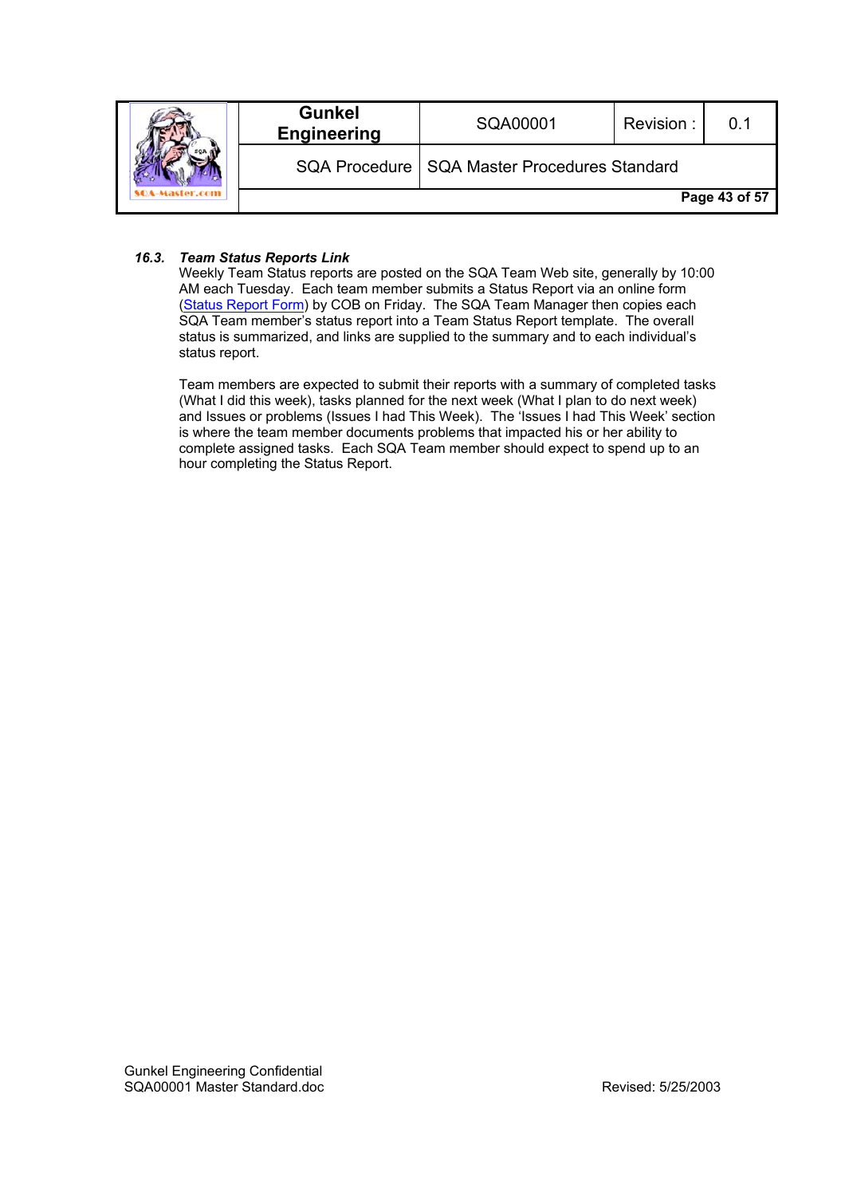### *16.3. Team Status Reports Link*

Weekly Team Status reports are posted on the SQA Team Web site, generally by 10:00 AM each Tuesday. Each team member submits a Status Report via an online form (Status Report Form) by COB on Friday. The SQA Team Manager then copies each SQA Team member's status report into a Team Status Report template. The overall status is summarized, and links are supplied to the summary and to each individual's status report.

Team members are expected to submit their reports with a summary of completed tasks (What I did this week), tasks planned for the next week (What I plan to do next week) and Issues or problems (Issues I had This Week). The 'Issues I had This Week' section is where the team member documents problems that impacted his or her ability to complete assigned tasks. Each SQA Team member should expect to spend up to an hour completing the Status Report.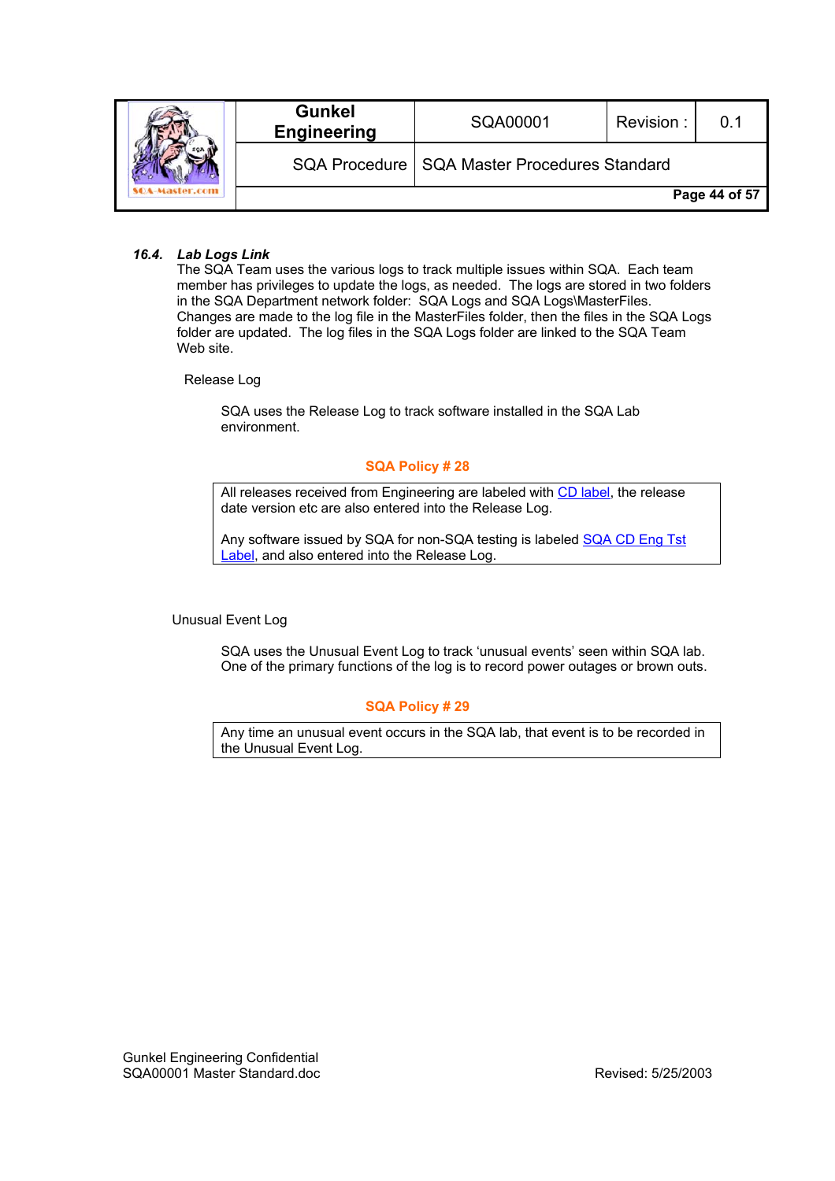### *16.4. Lab Logs Link*

The SQA Team uses the various logs to track multiple issues within SQA. Each team member has privileges to update the logs, as needed. The logs are stored in two folders in the SQA Department network folder: SQA Logs and SQA Logs\MasterFiles. Changes are made to the log file in the MasterFiles folder, then the files in the SQA Logs folder are updated. The log files in the SQA Logs folder are linked to the SQA Team Web site.

Release Log

SQA uses the Release Log to track software installed in the SQA Lab environment.

**SQA Policy # 28**

| All releases received from Engineering are labeled with CD label, the release date version etc are also entered into the Release Log.<br><br>Any software issued by SQA for non-SQA testing is labeled SQA CD Eng Tst Label, and also entered into the Release Log. |
|---|

Unusual Event Log

SQA uses the Unusual Event Log to track 'unusual events' seen within SQA lab. One of the primary functions of the log is to record power outages or brown outs.

**SQA Policy # 29**

| Any time an unusual event occurs in the SQA lab, that event is to be recorded in the Unusual Event Log. |
|---|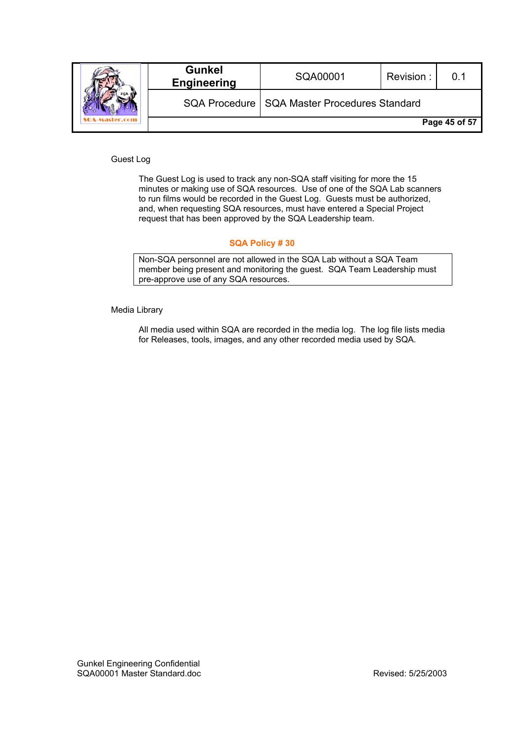## Guest Log

The Guest Log is used to track any non-SQA staff visiting for more the 15 minutes or making use of SQA resources. Use of one of the SQA Lab scanners to run films would be recorded in the Guest Log. Guests must be authorized, and, when requesting SQA resources, must have entered a Special Project request that has been approved by the SQA Leadership team.

**SQA Policy # 30**

| Non-SQA personnel are not allowed in the SQA Lab without a SQA Team member being present and monitoring the guest. SQA Team Leadership must pre-approve use of any SQA resources. |
|---|

## Media Library

All media used within SQA are recorded in the media log. The log file lists media for Releases, tools, images, and any other recorded media used by SQA.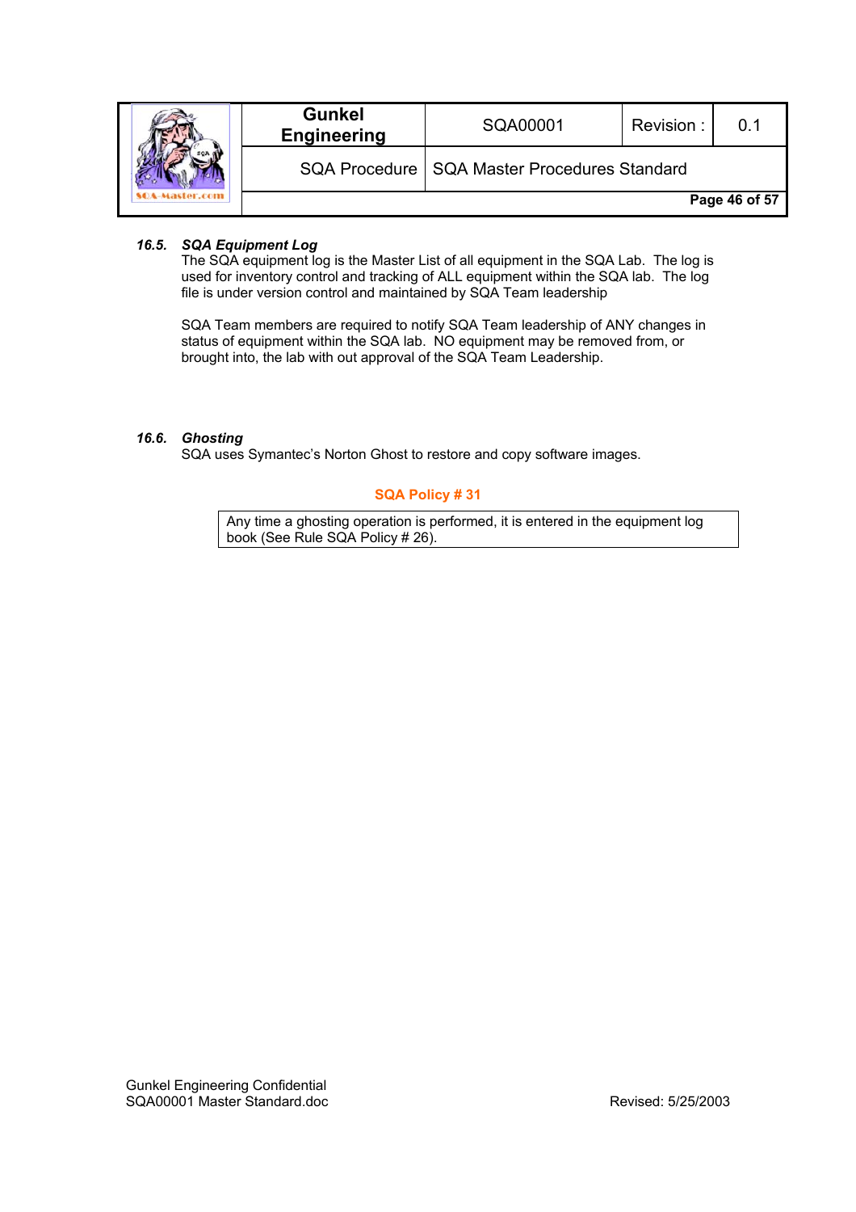### 16.5. *SQA Equipment Log*

The SQA equipment log is the Master List of all equipment in the SQA Lab. The log is used for inventory control and tracking of ALL equipment within the SQA lab. The log file is under version control and maintained by SQA Team leadership

SQA Team members are required to notify SQA Team leadership of ANY changes in status of equipment within the SQA lab. NO equipment may be removed from, or brought into, the lab with out approval of the SQA Team Leadership.

### 16.6. *Ghosting*

SQA uses Symantec's Norton Ghost to restore and copy software images.

**SQA Policy # 31**

| Any time a ghosting operation is performed, it is entered in the equipment log book (See Rule SQA Policy # 26). |
|---|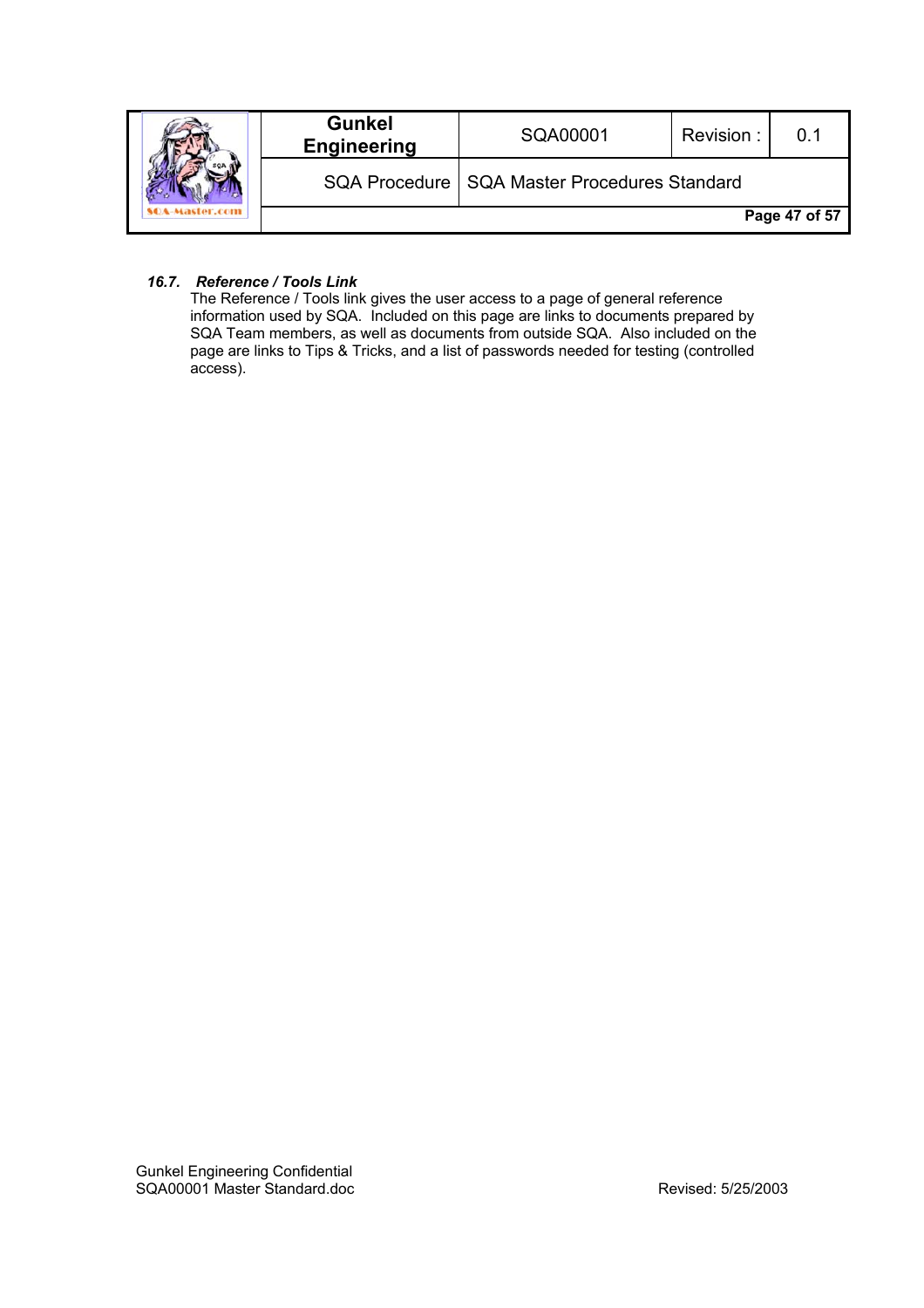### *16.7. Reference / Tools Link*

The Reference / Tools link gives the user access to a page of general reference information used by SQA. Included on this page are links to documents prepared by SQA Team members, as well as documents from outside SQA. Also included on the page are links to Tips & Tricks, and a list of passwords needed for testing (controlled access).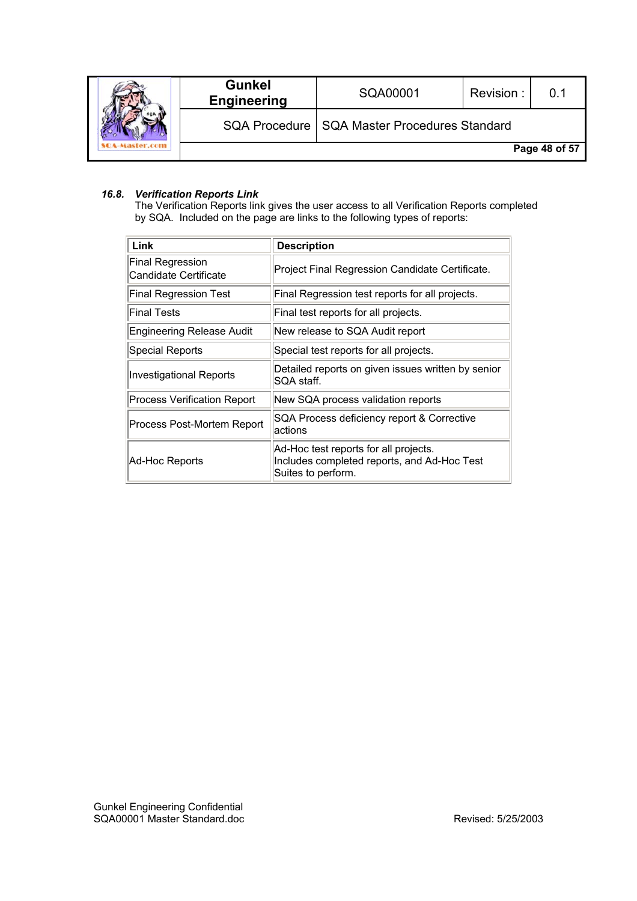### *16.8. Verification Reports Link*

The Verification Reports link gives the user access to all Verification Reports completed by SQA. Included on the page are links to the following types of reports:

| Link | Description |
|---|---|
| Final Regression Candidate Certificate | Project Final Regression Candidate Certificate. |
| Final Regression Test | Final Regression test reports for all projects. |
| Final Tests | Final test reports for all projects. |
| Engineering Release Audit | New release to SQA Audit report |
| Special Reports | Special test reports for all projects. |
| Investigational Reports | Detailed reports on given issues written by senior SQA staff. |
| Process Verification Report | New SQA process validation reports |
| Process Post-Mortem Report | SQA Process deficiency report & Corrective actions |
| Ad-Hoc Reports | Ad-Hoc test reports for all projects. Includes completed reports, and Ad-Hoc Test Suites to perform. |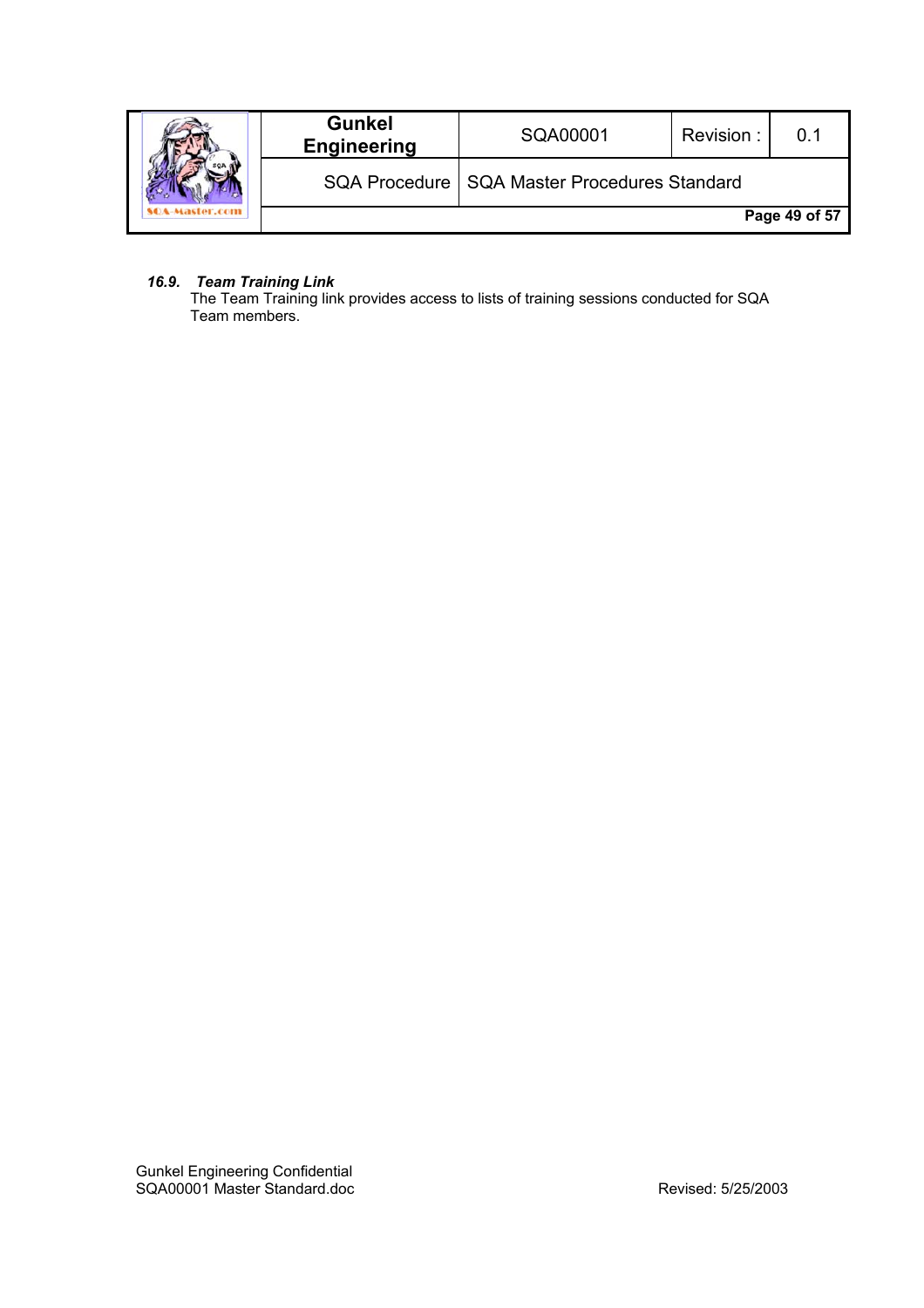### *16.9. Team Training Link*

The Team Training link provides access to lists of training sessions conducted for SQA Team members.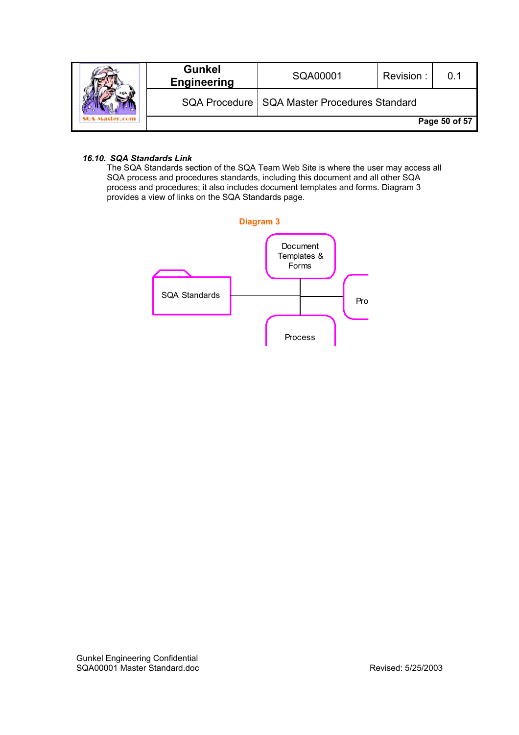### *16.10. SQA Standards Link*

The SQA Standards section of the SQA Team Web Site is where the user may access all SQA process and procedures standards, including this document and all other SQA process and procedures; it also includes document templates and forms. Diagram 3 provides a view of links on the SQA Standards page.

**Diagram 3**

SQA Standards

Document Templates & Forms

Pro

Process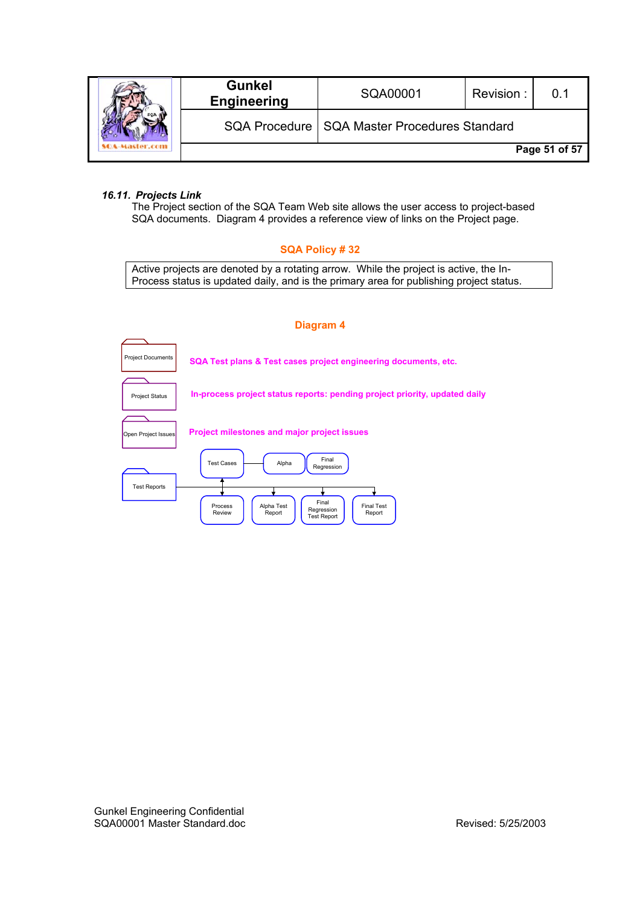### 16.11. *Projects Link*

The Project section of the SQA Team Web site allows the user access to project-based SQA documents. Diagram 4 provides a reference view of links on the Project page.

**SQA Policy # 32**

| Active projects are denoted by a rotating arrow. While the project is active, the In-Process status is updated daily, and is the primary area for publishing project status. |
|---|

**Diagram 4**

Project Documents — **SQA Test plans & Test cases project engineering documents, etc.**

Project Status — **In-process project status reports: pending project priority, updated daily**

Open Project Issues — **Project milestones and major project issues**

Test Reports

- Test Cases
- Alpha
- Final Regression
- Process Review
- Alpha Test Report
- Final Regression Test Report
- Final Test Report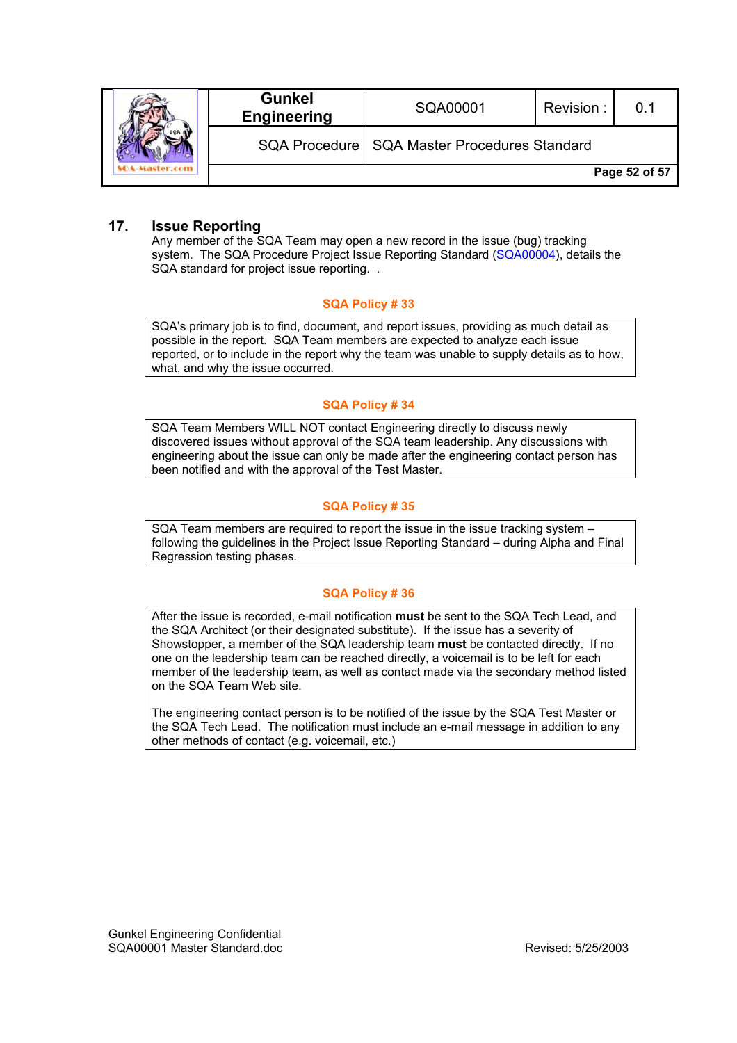## 17. Issue Reporting

Any member of the SQA Team may open a new record in the issue (bug) tracking system. The SQA Procedure Project Issue Reporting Standard (SQA00004), details the SQA standard for project issue reporting. .

**SQA Policy # 33**

SQA's primary job is to find, document, and report issues, providing as much detail as possible in the report. SQA Team members are expected to analyze each issue reported, or to include in the report why the team was unable to supply details as to how, what, and why the issue occurred.

**SQA Policy # 34**

SQA Team Members WILL NOT contact Engineering directly to discuss newly discovered issues without approval of the SQA team leadership. Any discussions with engineering about the issue can only be made after the engineering contact person has been notified and with the approval of the Test Master.

**SQA Policy # 35**

SQA Team members are required to report the issue in the issue tracking system – following the guidelines in the Project Issue Reporting Standard – during Alpha and Final Regression testing phases.

**SQA Policy # 36**

After the issue is recorded, e-mail notification **must** be sent to the SQA Tech Lead, and the SQA Architect (or their designated substitute). If the issue has a severity of Showstopper, a member of the SQA leadership team **must** be contacted directly. If no one on the leadership team can be reached directly, a voicemail is to be left for each member of the leadership team, as well as contact made via the secondary method listed on the SQA Team Web site.

The engineering contact person is to be notified of the issue by the SQA Test Master or the SQA Tech Lead. The notification must include an e-mail message in addition to any other methods of contact (e.g. voicemail, etc.)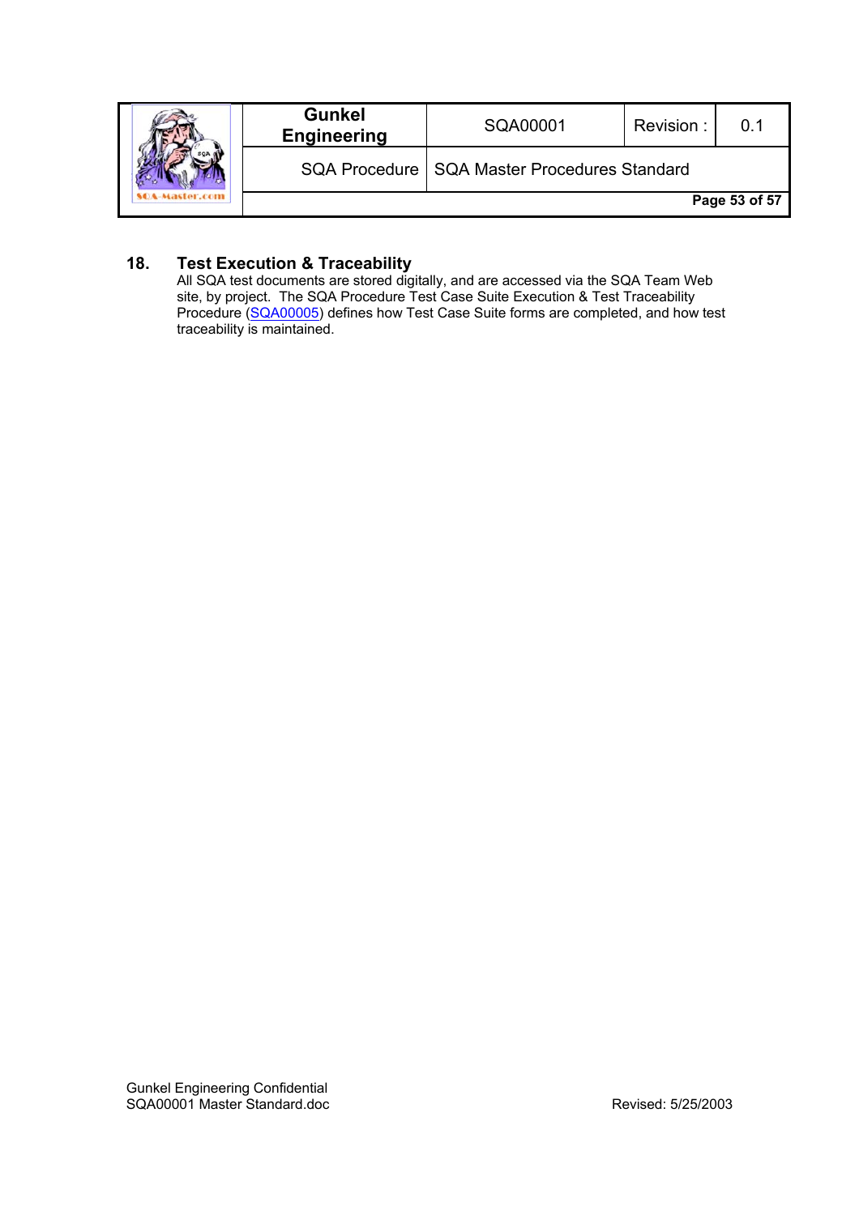## 18. Test Execution & Traceability

All SQA test documents are stored digitally, and are accessed via the SQA Team Web site, by project. The SQA Procedure Test Case Suite Execution & Test Traceability Procedure (SQA00005) defines how Test Case Suite forms are completed, and how test traceability is maintained.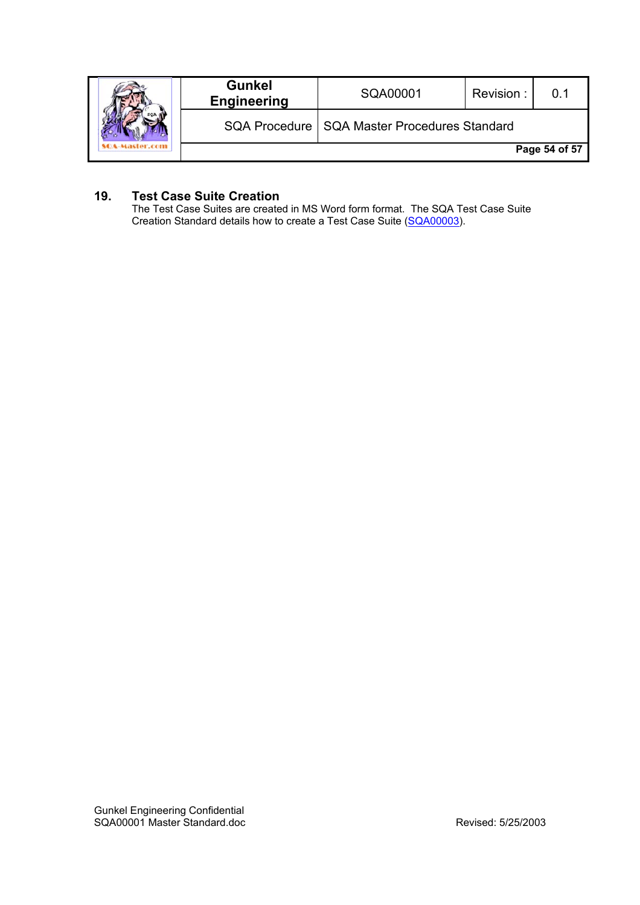## 19. Test Case Suite Creation

The Test Case Suites are created in MS Word form format. The SQA Test Case Suite Creation Standard details how to create a Test Case Suite (SQA00003).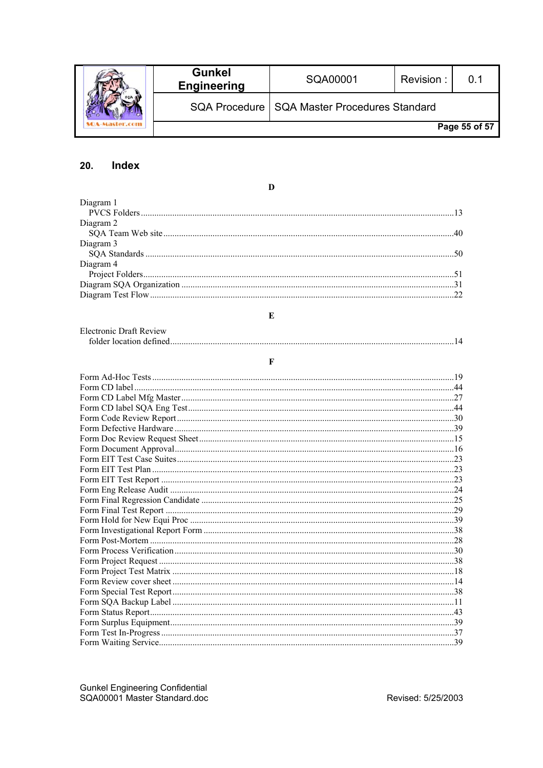## 20. Index

**D**

Diagram 1
  PVCS Folders .......... 13
Diagram 2
  SQA Team Web site .......... 40
Diagram 3
  SQA Standards .......... 50
Diagram 4
  Project Folders .......... 51
Diagram SQA Organization .......... 31
Diagram Test Flow .......... 22

**E**

Electronic Draft Review
  folder location defined .......... 14

**F**

Form Ad-Hoc Tests .......... 19
Form CD label .......... 44
Form CD Label Mfg Master .......... 27
Form CD label SQA Eng Test .......... 44
Form Code Review Report .......... 30
Form Defective Hardware .......... 39
Form Doc Review Request Sheet .......... 15
Form Document Approval .......... 16
Form EIT Test Case Suites .......... 23
Form EIT Test Plan .......... 23
Form EIT Test Report .......... 23
Form Eng Release Audit .......... 24
Form Final Regression Candidate .......... 25
Form Final Test Report .......... 29
Form Hold for New Equi Proc .......... 39
Form Investigational Report Form .......... 38
Form Post-Mortem .......... 28
Form Process Verification .......... 30
Form Project Request .......... 38
Form Project Test Matrix .......... 18
Form Review cover sheet .......... 14
Form Special Test Report .......... 38
Form SQA Backup Label .......... 11
Form Status Report .......... 43
Form Surplus Equipment .......... 39
Form Test In-Progress .......... 37
Form Waiting Service .......... 39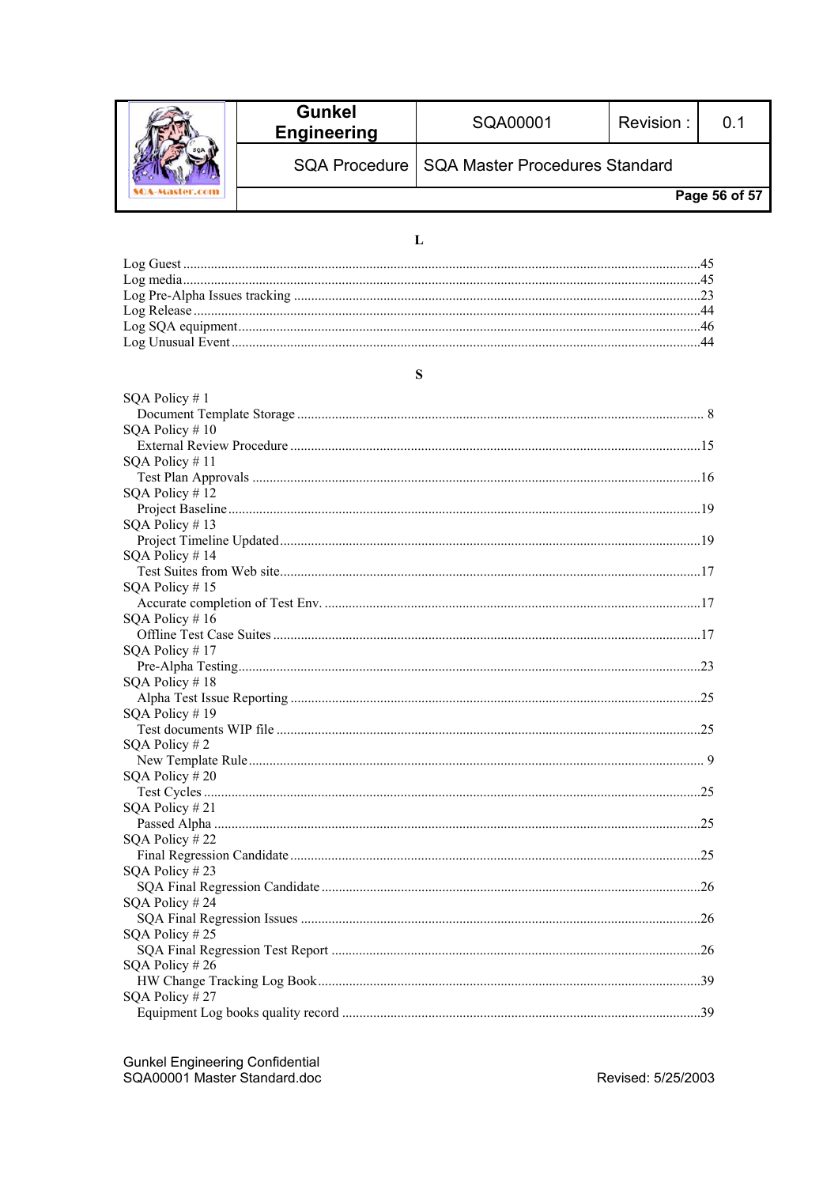## L

Log Guest ....................................................................................................................................45
Log media....................................................................................................................................45
Log Pre-Alpha Issues tracking ....................................................................................................23
Log Release ................................................................................................................................44
Log SQA equipment....................................................................................................................46
Log Unusual Event ......................................................................................................................44

## S

SQA Policy # 1
  Document Template Storage ..................................................................................................... 8
SQA Policy # 10
  External Review Procedure ......................................................................................................15
SQA Policy # 11
  Test Plan Approvals ..................................................................................................................16
SQA Policy # 12
  Project Baseline ........................................................................................................................19
SQA Policy # 13
  Project Timeline Updated ..........................................................................................................19
SQA Policy # 14
  Test Suites from Web site..........................................................................................................17
SQA Policy # 15
  Accurate completion of Test Env. ..............................................................................................17
SQA Policy # 16
  Offline Test Case Suites ............................................................................................................17
SQA Policy # 17
  Pre-Alpha Testing......................................................................................................................23
SQA Policy # 18
  Alpha Test Issue Reporting ........................................................................................................25
SQA Policy # 19
  Test documents WIP file ............................................................................................................25
SQA Policy # 2
  New Template Rule.................................................................................................................... 9
SQA Policy # 20
  Test Cycles ................................................................................................................................25
SQA Policy # 21
  Passed Alpha .............................................................................................................................25
SQA Policy # 22
  Final Regression Candidate .......................................................................................................25
SQA Policy # 23
  SQA Final Regression Candidate ..............................................................................................26
SQA Policy # 24
  SQA Final Regression Issues ....................................................................................................26
SQA Policy # 25
  SQA Final Regression Test Report ...........................................................................................26
SQA Policy # 26
  HW Change Tracking Log Book................................................................................................39
SQA Policy # 27
  Equipment Log books quality record .........................................................................................39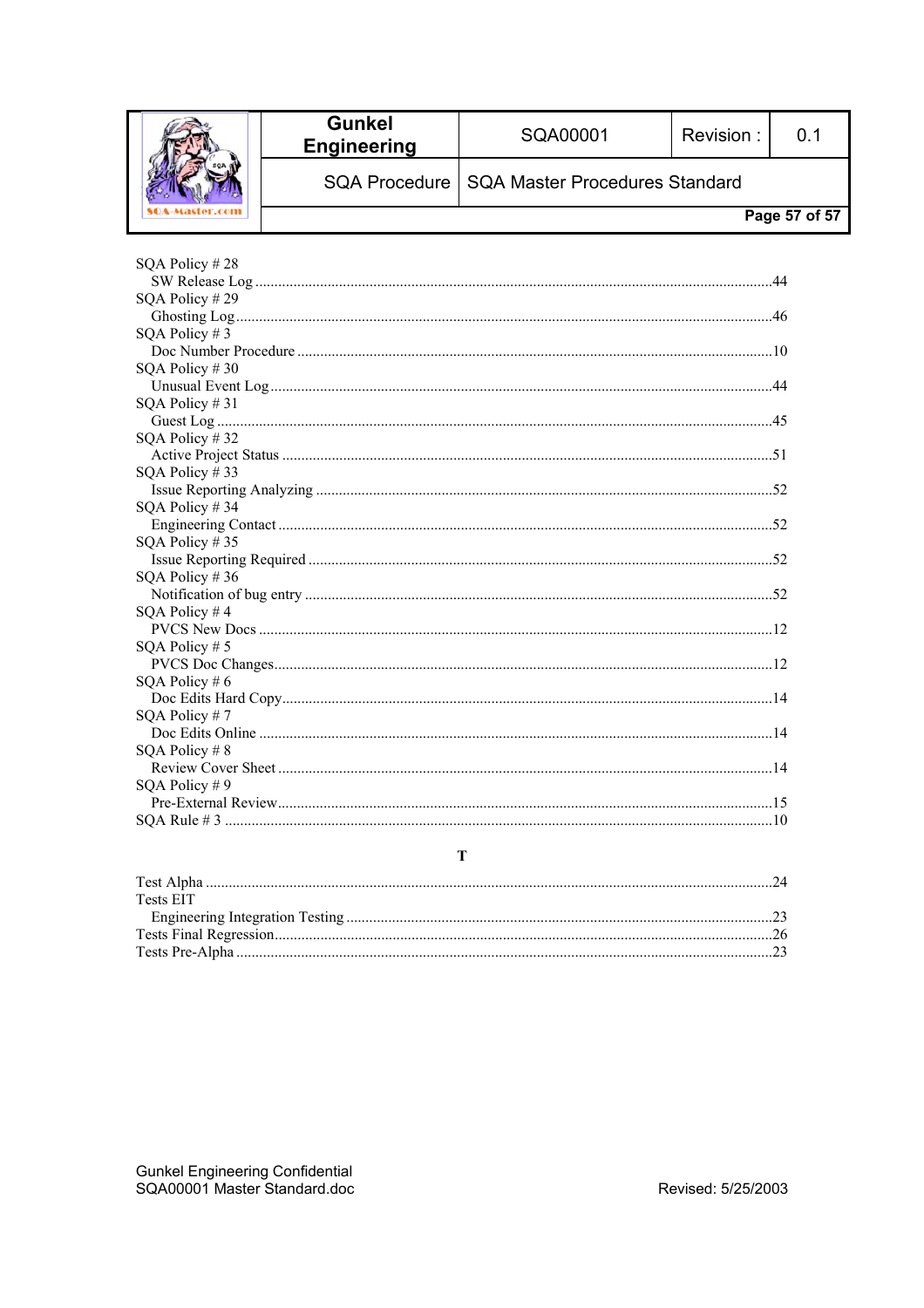SQA Policy # 28
  SW Release Log ....................................................................................................................44
SQA Policy # 29
  Ghosting Log.........................................................................................................................46
SQA Policy # 3
  Doc Number Procedure ........................................................................................................10
SQA Policy # 30
  Unusual Event Log................................................................................................................44
SQA Policy # 31
  Guest Log .............................................................................................................................45
SQA Policy # 32
  Active Project Status ............................................................................................................51
SQA Policy # 33
  Issue Reporting Analyzing ....................................................................................................52
SQA Policy # 34
  Engineering Contact .............................................................................................................52
SQA Policy # 35
  Issue Reporting Required .....................................................................................................52
SQA Policy # 36
  Notification of bug entry ......................................................................................................52
SQA Policy # 4
  PVCS New Docs ..................................................................................................................12
SQA Policy # 5
  PVCS Doc Changes..............................................................................................................12
SQA Policy # 6
  Doc Edits Hard Copy............................................................................................................14
SQA Policy # 7
  Doc Edits Online ..................................................................................................................14
SQA Policy # 8
  Review Cover Sheet .............................................................................................................14
SQA Policy # 9
  Pre-External Review.............................................................................................................15
SQA Rule # 3 ...........................................................................................................................10

**T**

Test Alpha ................................................................................................................................24
Tests EIT
  Engineering Integration Testing ...........................................................................................23
Tests Final Regression..............................................................................................................26
Tests Pre-Alpha ........................................................................................................................23